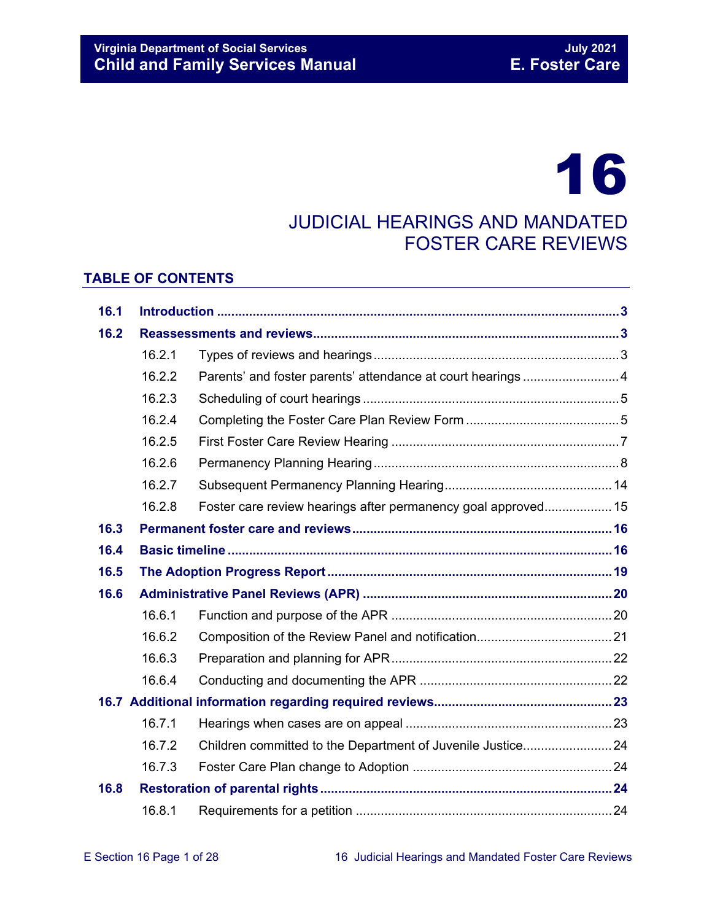# 16

# JUDICIAL HEARINGS AND MANDATED FOSTER CARE REVIEWS

## TABLE OF CONTENTS

| | | |
|---|---|---|
| **16.1** | **Introduction** | **3** |
| **16.2** | **Reassessments and reviews** | **3** |
| 16.2.1 | Types of reviews and hearings | 3 |
| 16.2.2 | Parents' and foster parents' attendance at court hearings | 4 |
| 16.2.3 | Scheduling of court hearings | 5 |
| 16.2.4 | Completing the Foster Care Plan Review Form | 5 |
| 16.2.5 | First Foster Care Review Hearing | 7 |
| 16.2.6 | Permanency Planning Hearing | 8 |
| 16.2.7 | Subsequent Permanency Planning Hearing | 14 |
| 16.2.8 | Foster care review hearings after permanency goal approved | 15 |
| **16.3** | **Permanent foster care and reviews** | **16** |
| **16.4** | **Basic timeline** | **16** |
| **16.5** | **The Adoption Progress Report** | **19** |
| **16.6** | **Administrative Panel Reviews (APR)** | **20** |
| 16.6.1 | Function and purpose of the APR | 20 |
| 16.6.2 | Composition of the Review Panel and notification | 21 |
| 16.6.3 | Preparation and planning for APR | 22 |
| 16.6.4 | Conducting and documenting the APR | 22 |
| **16.7** | **Additional information regarding required reviews** | **23** |
| 16.7.1 | Hearings when cases are on appeal | 23 |
| 16.7.2 | Children committed to the Department of Juvenile Justice | 24 |
| 16.7.3 | Foster Care Plan change to Adoption | 24 |
| **16.8** | **Restoration of parental rights** | **24** |
| 16.8.1 | Requirements for a petition | 24 |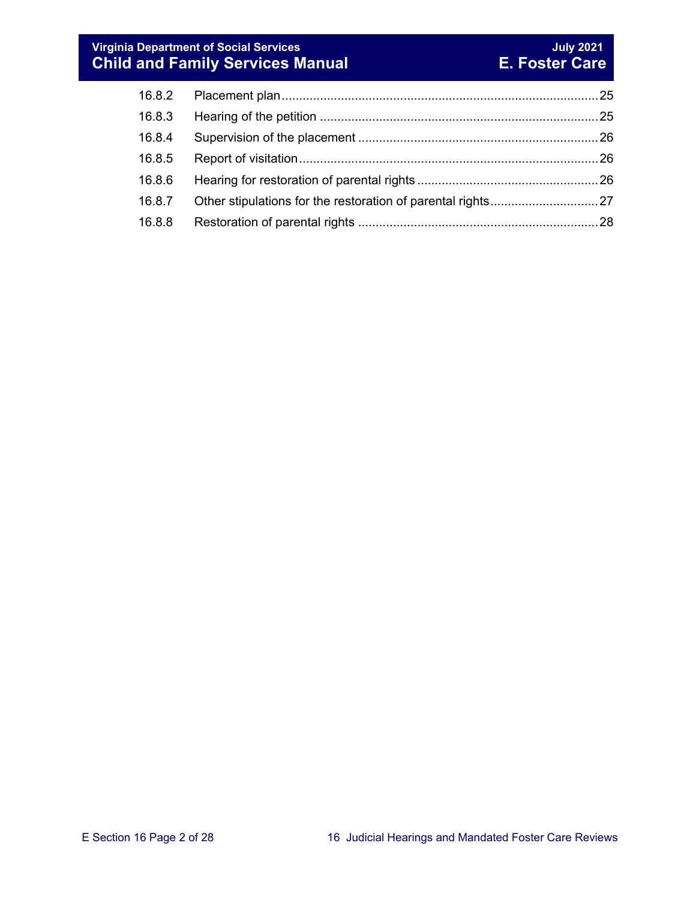| | | |
|---|---|---|
| 16.8.2 | Placement plan | 25 |
| 16.8.3 | Hearing of the petition | 25 |
| 16.8.4 | Supervision of the placement | 26 |
| 16.8.5 | Report of visitation | 26 |
| 16.8.6 | Hearing for restoration of parental rights | 26 |
| 16.8.7 | Other stipulations for the restoration of parental rights | 27 |
| 16.8.8 | Restoration of parental rights | 28 |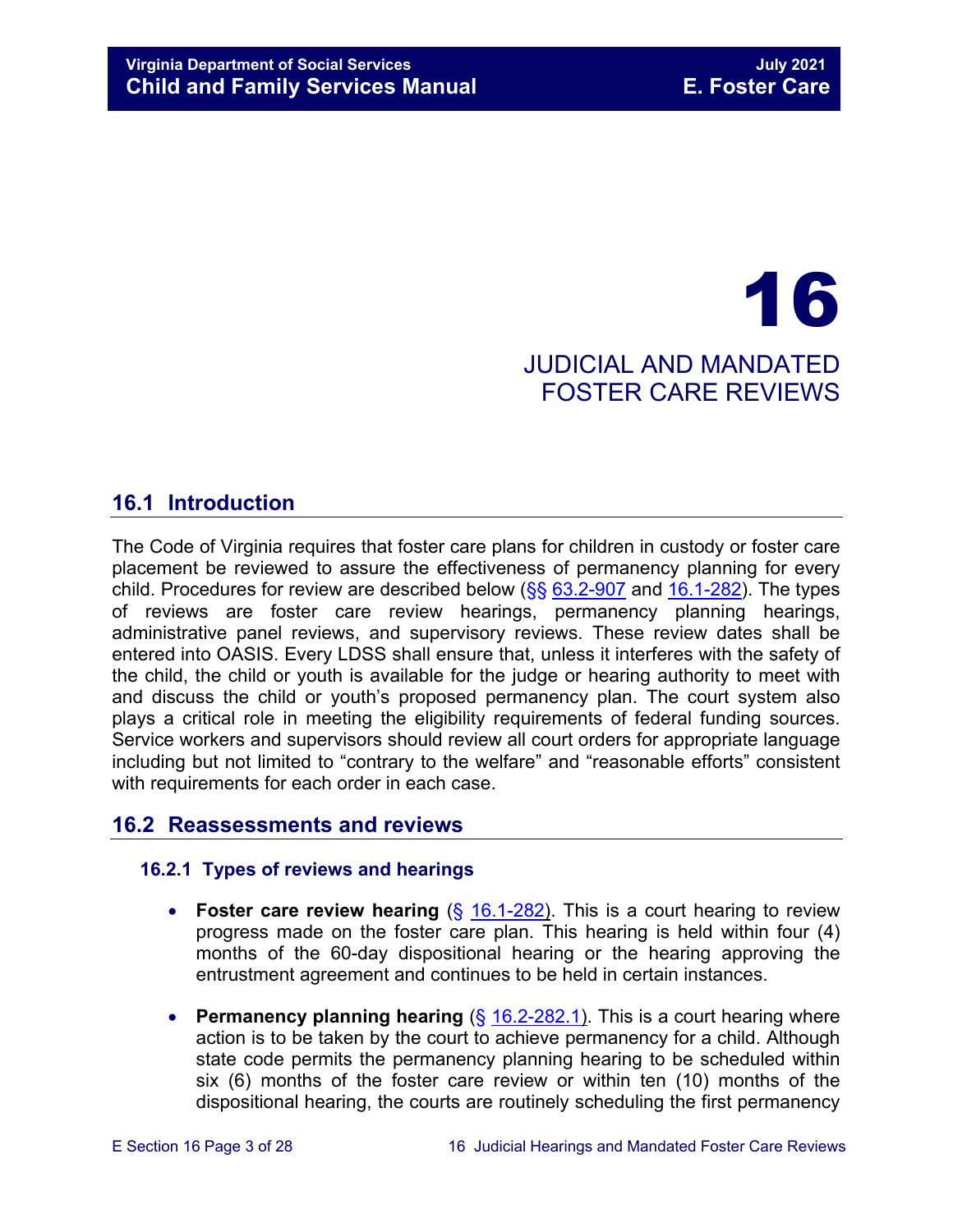# 16

# JUDICIAL AND MANDATED FOSTER CARE REVIEWS

## 16.1 Introduction

The Code of Virginia requires that foster care plans for children in custody or foster care placement be reviewed to assure the effectiveness of permanency planning for every child. Procedures for review are described below (§§ 63.2-907 and 16.1-282). The types of reviews are foster care review hearings, permanency planning hearings, administrative panel reviews, and supervisory reviews. These review dates shall be entered into OASIS. Every LDSS shall ensure that, unless it interferes with the safety of the child, the child or youth is available for the judge or hearing authority to meet with and discuss the child or youth's proposed permanency plan. The court system also plays a critical role in meeting the eligibility requirements of federal funding sources. Service workers and supervisors should review all court orders for appropriate language including but not limited to "contrary to the welfare" and "reasonable efforts" consistent with requirements for each order in each case.

## 16.2 Reassessments and reviews

### 16.2.1 Types of reviews and hearings

- **Foster care review hearing** (§ 16.1-282). This is a court hearing to review progress made on the foster care plan. This hearing is held within four (4) months of the 60-day dispositional hearing or the hearing approving the entrustment agreement and continues to be held in certain instances.

- **Permanency planning hearing** (§ 16.2-282.1). This is a court hearing where action is to be taken by the court to achieve permanency for a child. Although state code permits the permanency planning hearing to be scheduled within six (6) months of the foster care review or within ten (10) months of the dispositional hearing, the courts are routinely scheduling the first permanency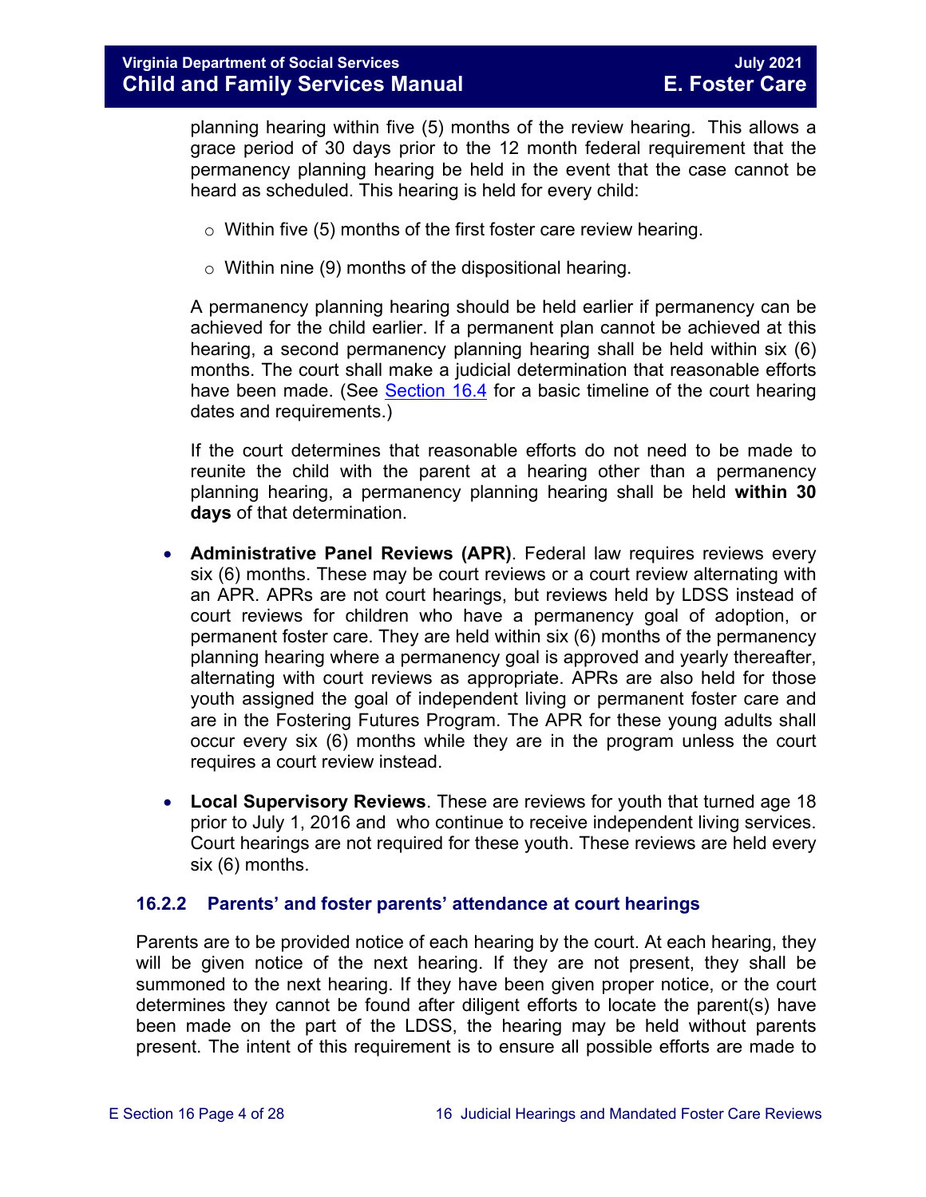planning hearing within five (5) months of the review hearing. This allows a grace period of 30 days prior to the 12 month federal requirement that the permanency planning hearing be held in the event that the case cannot be heard as scheduled. This hearing is held for every child:

- Within five (5) months of the first foster care review hearing.
- Within nine (9) months of the dispositional hearing.

A permanency planning hearing should be held earlier if permanency can be achieved for the child earlier. If a permanent plan cannot be achieved at this hearing, a second permanency planning hearing shall be held within six (6) months. The court shall make a judicial determination that reasonable efforts have been made. (See Section 16.4 for a basic timeline of the court hearing dates and requirements.)

If the court determines that reasonable efforts do not need to be made to reunite the child with the parent at a hearing other than a permanency planning hearing, a permanency planning hearing shall be held **within 30 days** of that determination.

- **Administrative Panel Reviews (APR)**. Federal law requires reviews every six (6) months. These may be court reviews or a court review alternating with an APR. APRs are not court hearings, but reviews held by LDSS instead of court reviews for children who have a permanency goal of adoption, or permanent foster care. They are held within six (6) months of the permanency planning hearing where a permanency goal is approved and yearly thereafter, alternating with court reviews as appropriate. APRs are also held for those youth assigned the goal of independent living or permanent foster care and are in the Fostering Futures Program. The APR for these young adults shall occur every six (6) months while they are in the program unless the court requires a court review instead.

- **Local Supervisory Reviews**. These are reviews for youth that turned age 18 prior to July 1, 2016 and who continue to receive independent living services. Court hearings are not required for these youth. These reviews are held every six (6) months.

### 16.2.2 Parents' and foster parents' attendance at court hearings

Parents are to be provided notice of each hearing by the court. At each hearing, they will be given notice of the next hearing. If they are not present, they shall be summoned to the next hearing. If they have been given proper notice, or the court determines they cannot be found after diligent efforts to locate the parent(s) have been made on the part of the LDSS, the hearing may be held without parents present. The intent of this requirement is to ensure all possible efforts are made to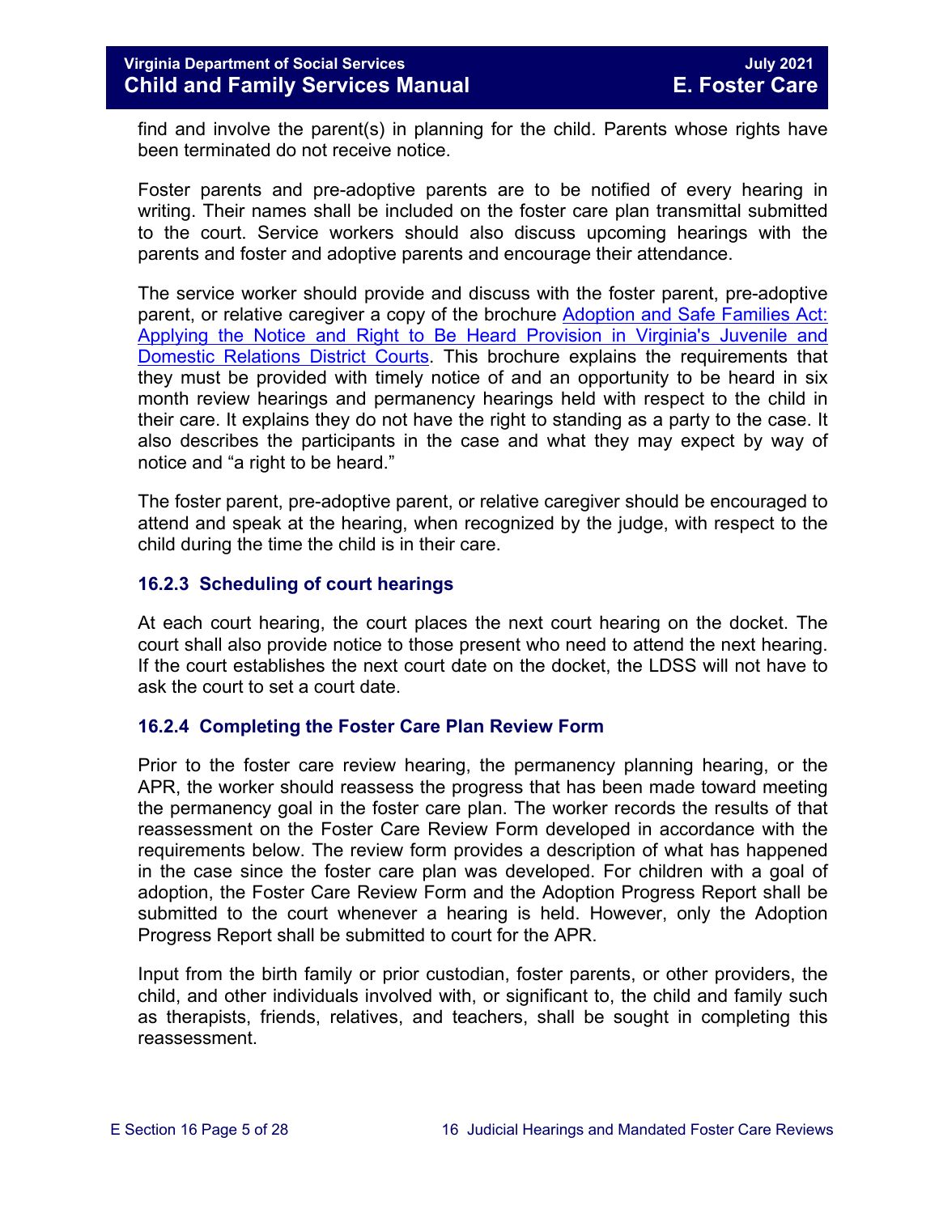find and involve the parent(s) in planning for the child. Parents whose rights have been terminated do not receive notice.

Foster parents and pre-adoptive parents are to be notified of every hearing in writing. Their names shall be included on the foster care plan transmittal submitted to the court. Service workers should also discuss upcoming hearings with the parents and foster and adoptive parents and encourage their attendance.

The service worker should provide and discuss with the foster parent, pre-adoptive parent, or relative caregiver a copy of the brochure [Adoption and Safe Families Act: Applying the Notice and Right to Be Heard Provision in Virginia's Juvenile and Domestic Relations District Courts](). This brochure explains the requirements that they must be provided with timely notice of and an opportunity to be heard in six month review hearings and permanency hearings held with respect to the child in their care. It explains they do not have the right to standing as a party to the case. It also describes the participants in the case and what they may expect by way of notice and "a right to be heard."

The foster parent, pre-adoptive parent, or relative caregiver should be encouraged to attend and speak at the hearing, when recognized by the judge, with respect to the child during the time the child is in their care.

### 16.2.3 Scheduling of court hearings

At each court hearing, the court places the next court hearing on the docket. The court shall also provide notice to those present who need to attend the next hearing. If the court establishes the next court date on the docket, the LDSS will not have to ask the court to set a court date.

### 16.2.4 Completing the Foster Care Plan Review Form

Prior to the foster care review hearing, the permanency planning hearing, or the APR, the worker should reassess the progress that has been made toward meeting the permanency goal in the foster care plan. The worker records the results of that reassessment on the Foster Care Review Form developed in accordance with the requirements below. The review form provides a description of what has happened in the case since the foster care plan was developed. For children with a goal of adoption, the Foster Care Review Form and the Adoption Progress Report shall be submitted to the court whenever a hearing is held. However, only the Adoption Progress Report shall be submitted to court for the APR.

Input from the birth family or prior custodian, foster parents, or other providers, the child, and other individuals involved with, or significant to, the child and family such as therapists, friends, relatives, and teachers, shall be sought in completing this reassessment.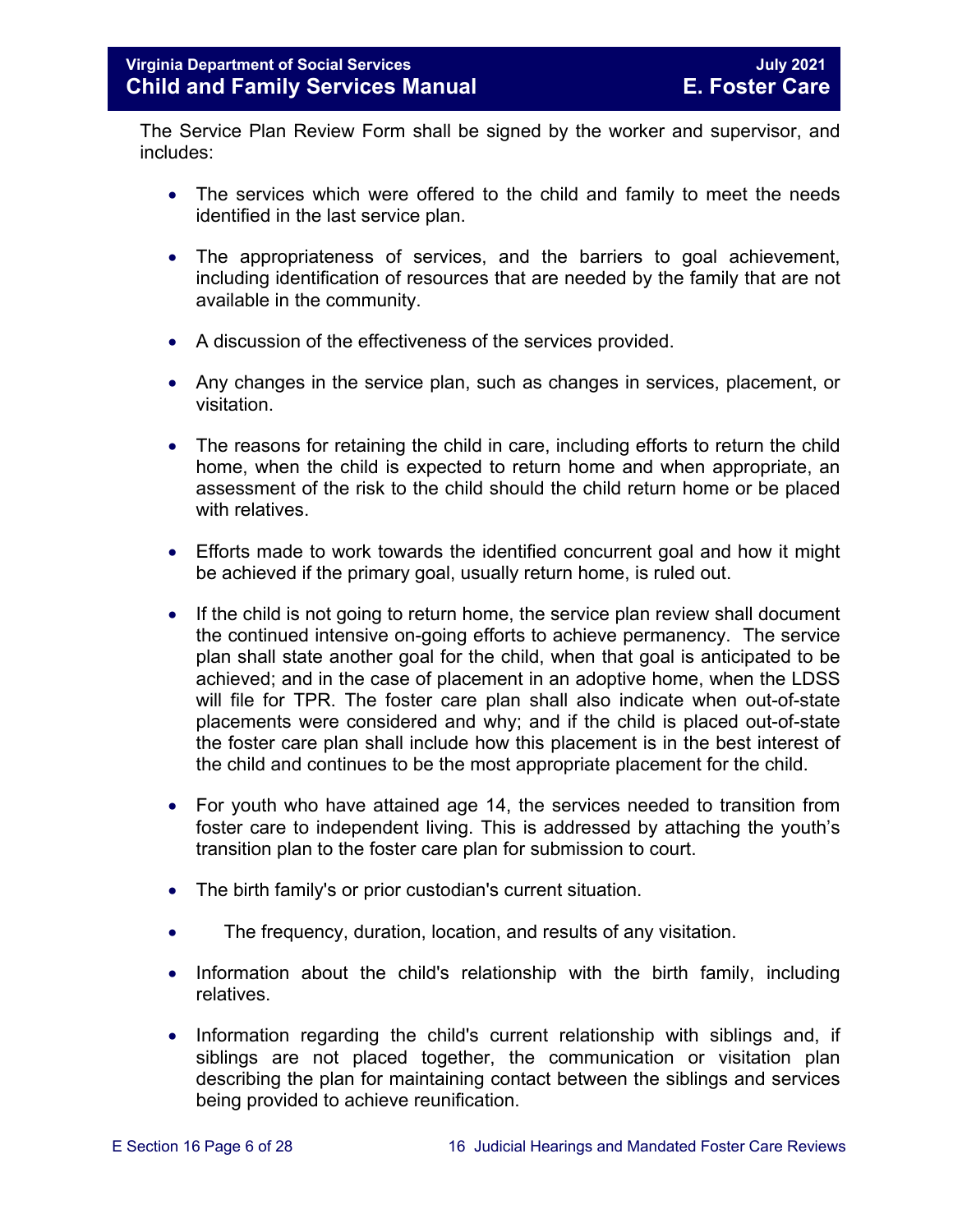The Service Plan Review Form shall be signed by the worker and supervisor, and includes:

- The services which were offered to the child and family to meet the needs identified in the last service plan.
- The appropriateness of services, and the barriers to goal achievement, including identification of resources that are needed by the family that are not available in the community.
- A discussion of the effectiveness of the services provided.
- Any changes in the service plan, such as changes in services, placement, or visitation.
- The reasons for retaining the child in care, including efforts to return the child home, when the child is expected to return home and when appropriate, an assessment of the risk to the child should the child return home or be placed with relatives.
- Efforts made to work towards the identified concurrent goal and how it might be achieved if the primary goal, usually return home, is ruled out.
- If the child is not going to return home, the service plan review shall document the continued intensive on-going efforts to achieve permanency. The service plan shall state another goal for the child, when that goal is anticipated to be achieved; and in the case of placement in an adoptive home, when the LDSS will file for TPR. The foster care plan shall also indicate when out-of-state placements were considered and why; and if the child is placed out-of-state the foster care plan shall include how this placement is in the best interest of the child and continues to be the most appropriate placement for the child.
- For youth who have attained age 14, the services needed to transition from foster care to independent living. This is addressed by attaching the youth's transition plan to the foster care plan for submission to court.
- The birth family's or prior custodian's current situation.
- The frequency, duration, location, and results of any visitation.
- Information about the child's relationship with the birth family, including relatives.
- Information regarding the child's current relationship with siblings and, if siblings are not placed together, the communication or visitation plan describing the plan for maintaining contact between the siblings and services being provided to achieve reunification.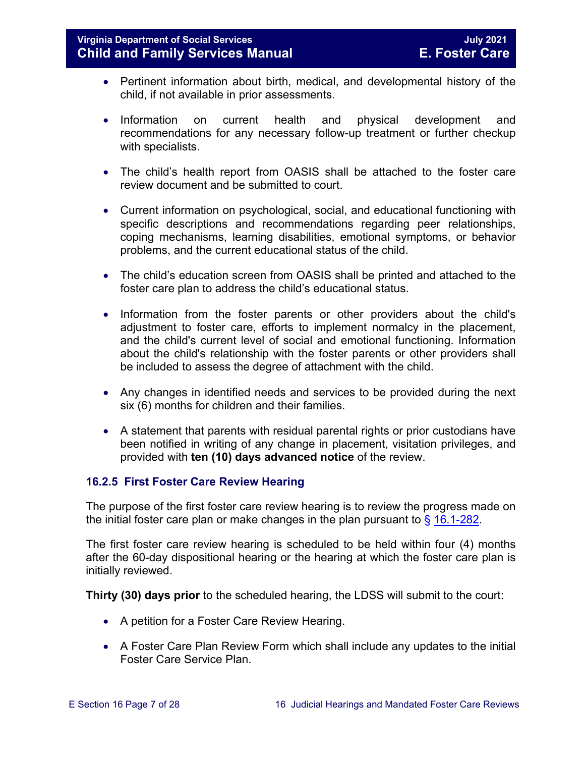- Pertinent information about birth, medical, and developmental history of the child, if not available in prior assessments.
- Information on current health and physical development and recommendations for any necessary follow-up treatment or further checkup with specialists.
- The child's health report from OASIS shall be attached to the foster care review document and be submitted to court.
- Current information on psychological, social, and educational functioning with specific descriptions and recommendations regarding peer relationships, coping mechanisms, learning disabilities, emotional symptoms, or behavior problems, and the current educational status of the child.
- The child's education screen from OASIS shall be printed and attached to the foster care plan to address the child's educational status.
- Information from the foster parents or other providers about the child's adjustment to foster care, efforts to implement normalcy in the placement, and the child's current level of social and emotional functioning. Information about the child's relationship with the foster parents or other providers shall be included to assess the degree of attachment with the child.
- Any changes in identified needs and services to be provided during the next six (6) months for children and their families.
- A statement that parents with residual parental rights or prior custodians have been notified in writing of any change in placement, visitation privileges, and provided with **ten (10) days advanced notice** of the review.

### 16.2.5 First Foster Care Review Hearing

The purpose of the first foster care review hearing is to review the progress made on the initial foster care plan or make changes in the plan pursuant to § 16.1-282.

The first foster care review hearing is scheduled to be held within four (4) months after the 60-day dispositional hearing or the hearing at which the foster care plan is initially reviewed.

**Thirty (30) days prior** to the scheduled hearing, the LDSS will submit to the court:

- A petition for a Foster Care Review Hearing.
- A Foster Care Plan Review Form which shall include any updates to the initial Foster Care Service Plan.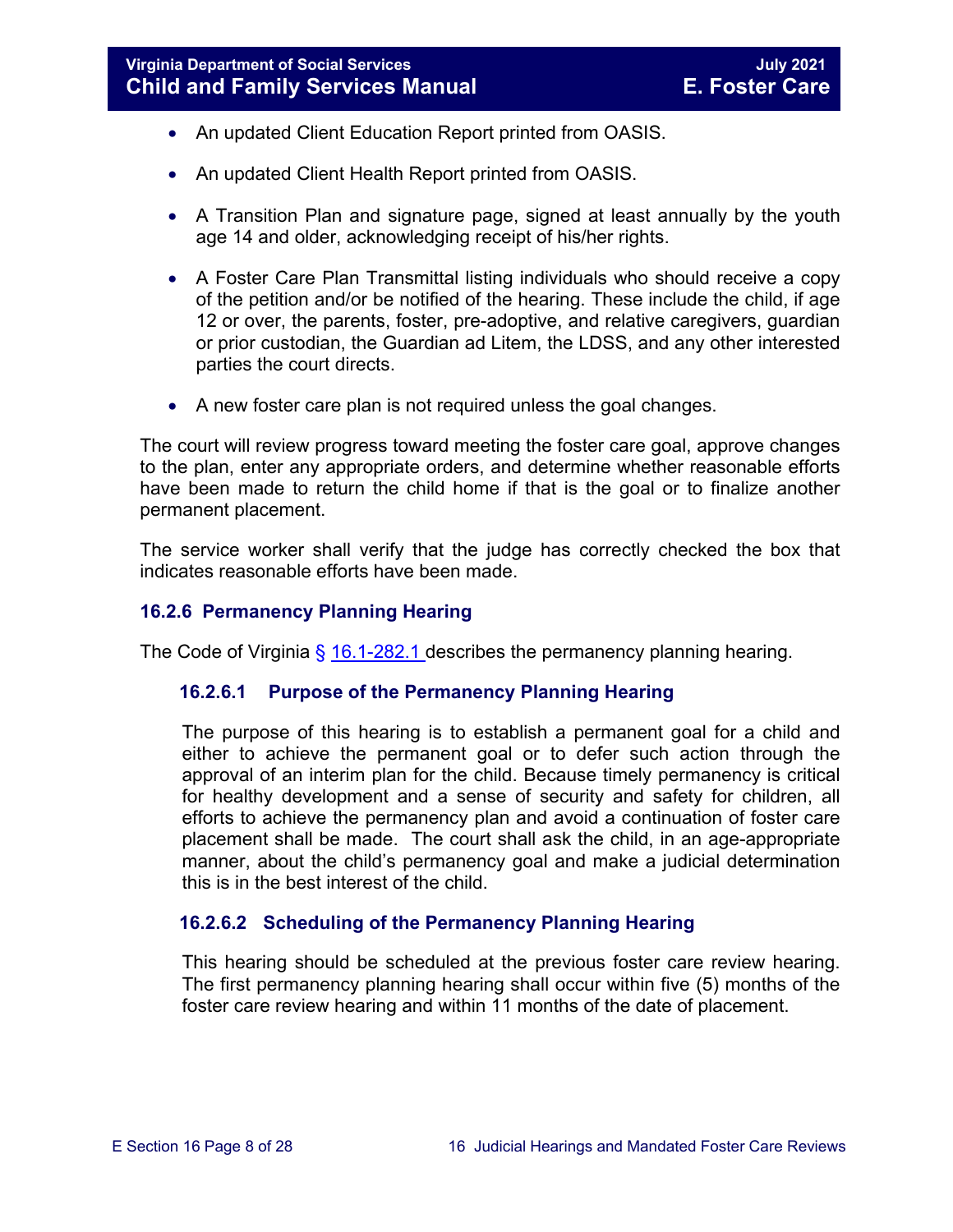- An updated Client Education Report printed from OASIS.

- An updated Client Health Report printed from OASIS.

- A Transition Plan and signature page, signed at least annually by the youth age 14 and older, acknowledging receipt of his/her rights.

- A Foster Care Plan Transmittal listing individuals who should receive a copy of the petition and/or be notified of the hearing. These include the child, if age 12 or over, the parents, foster, pre-adoptive, and relative caregivers, guardian or prior custodian, the Guardian ad Litem, the LDSS, and any other interested parties the court directs.

- A new foster care plan is not required unless the goal changes.

The court will review progress toward meeting the foster care goal, approve changes to the plan, enter any appropriate orders, and determine whether reasonable efforts have been made to return the child home if that is the goal or to finalize another permanent placement.

The service worker shall verify that the judge has correctly checked the box that indicates reasonable efforts have been made.

### 16.2.6 Permanency Planning Hearing

The Code of Virginia § 16.1-282.1 describes the permanency planning hearing.

#### 16.2.6.1 Purpose of the Permanency Planning Hearing

The purpose of this hearing is to establish a permanent goal for a child and either to achieve the permanent goal or to defer such action through the approval of an interim plan for the child. Because timely permanency is critical for healthy development and a sense of security and safety for children, all efforts to achieve the permanency plan and avoid a continuation of foster care placement shall be made. The court shall ask the child, in an age-appropriate manner, about the child's permanency goal and make a judicial determination this is in the best interest of the child.

#### 16.2.6.2 Scheduling of the Permanency Planning Hearing

This hearing should be scheduled at the previous foster care review hearing. The first permanency planning hearing shall occur within five (5) months of the foster care review hearing and within 11 months of the date of placement.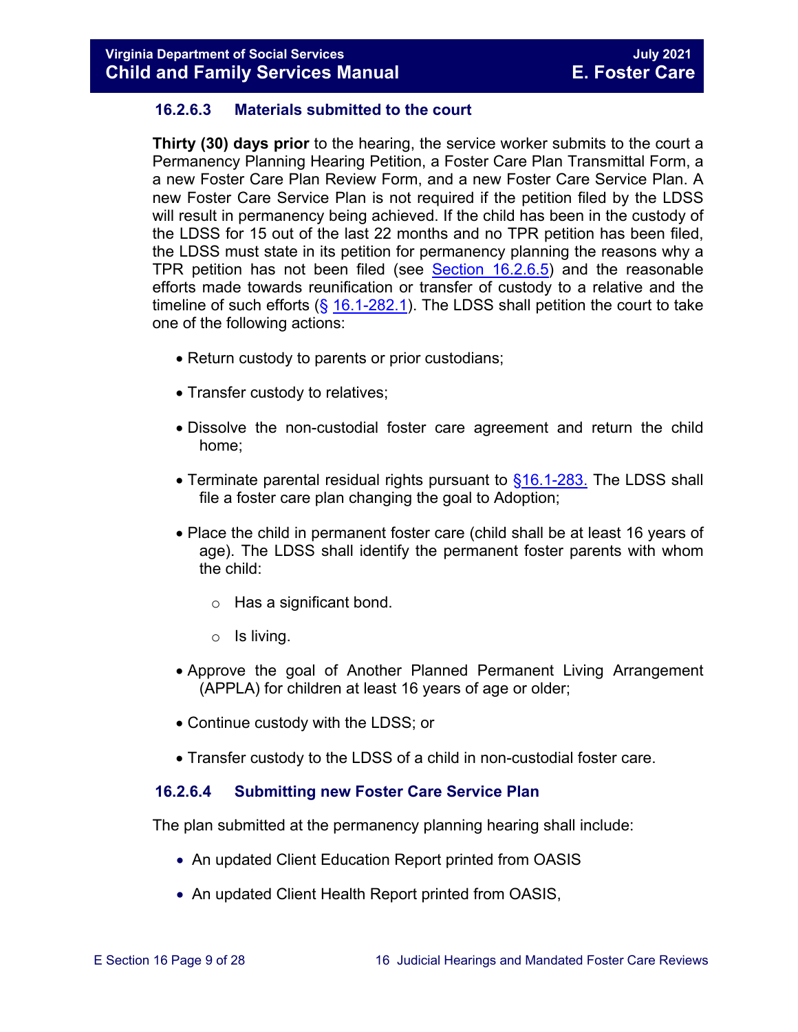### 16.2.6.3 Materials submitted to the court

**Thirty (30) days prior** to the hearing, the service worker submits to the court a Permanency Planning Hearing Petition, a Foster Care Plan Transmittal Form, a a new Foster Care Plan Review Form, and a new Foster Care Service Plan. A new Foster Care Service Plan is not required if the petition filed by the LDSS will result in permanency being achieved. If the child has been in the custody of the LDSS for 15 out of the last 22 months and no TPR petition has been filed, the LDSS must state in its petition for permanency planning the reasons why a TPR petition has not been filed (see Section 16.2.6.5) and the reasonable efforts made towards reunification or transfer of custody to a relative and the timeline of such efforts (§ 16.1-282.1). The LDSS shall petition the court to take one of the following actions:

- Return custody to parents or prior custodians;
- Transfer custody to relatives;
- Dissolve the non-custodial foster care agreement and return the child home;
- Terminate parental residual rights pursuant to §16.1-283. The LDSS shall file a foster care plan changing the goal to Adoption;
- Place the child in permanent foster care (child shall be at least 16 years of age). The LDSS shall identify the permanent foster parents with whom the child:
  - Has a significant bond.
  - Is living.
- Approve the goal of Another Planned Permanent Living Arrangement (APPLA) for children at least 16 years of age or older;
- Continue custody with the LDSS; or
- Transfer custody to the LDSS of a child in non-custodial foster care.

### 16.2.6.4 Submitting new Foster Care Service Plan

The plan submitted at the permanency planning hearing shall include:

- An updated Client Education Report printed from OASIS
- An updated Client Health Report printed from OASIS,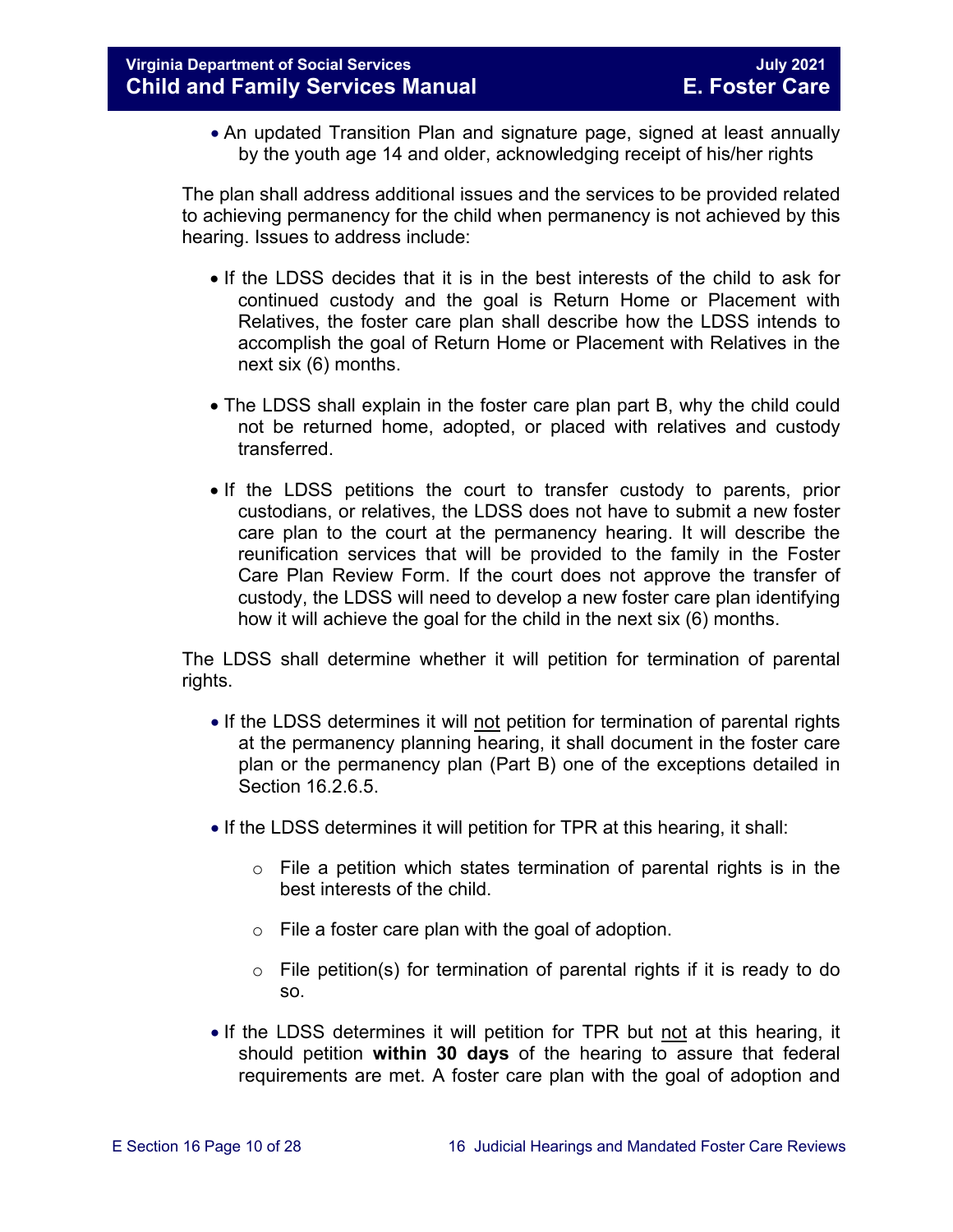- An updated Transition Plan and signature page, signed at least annually by the youth age 14 and older, acknowledging receipt of his/her rights

The plan shall address additional issues and the services to be provided related to achieving permanency for the child when permanency is not achieved by this hearing. Issues to address include:

- If the LDSS decides that it is in the best interests of the child to ask for continued custody and the goal is Return Home or Placement with Relatives, the foster care plan shall describe how the LDSS intends to accomplish the goal of Return Home or Placement with Relatives in the next six (6) months.

- The LDSS shall explain in the foster care plan part B, why the child could not be returned home, adopted, or placed with relatives and custody transferred.

- If the LDSS petitions the court to transfer custody to parents, prior custodians, or relatives, the LDSS does not have to submit a new foster care plan to the court at the permanency hearing. It will describe the reunification services that will be provided to the family in the Foster Care Plan Review Form. If the court does not approve the transfer of custody, the LDSS will need to develop a new foster care plan identifying how it will achieve the goal for the child in the next six (6) months.

The LDSS shall determine whether it will petition for termination of parental rights.

- If the LDSS determines it will <u>not</u> petition for termination of parental rights at the permanency planning hearing, it shall document in the foster care plan or the permanency plan (Part B) one of the exceptions detailed in Section 16.2.6.5.

- If the LDSS determines it will petition for TPR at this hearing, it shall:

  - File a petition which states termination of parental rights is in the best interests of the child.

  - File a foster care plan with the goal of adoption.

  - File petition(s) for termination of parental rights if it is ready to do so.

- If the LDSS determines it will petition for TPR but <u>not</u> at this hearing, it should petition **within 30 days** of the hearing to assure that federal requirements are met. A foster care plan with the goal of adoption and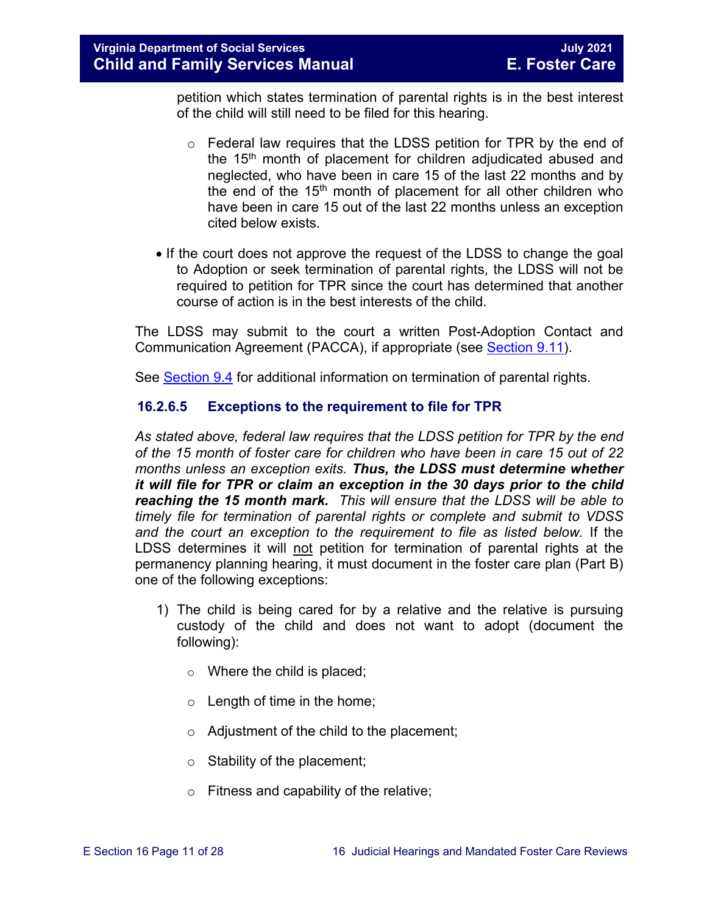petition which states termination of parental rights is in the best interest of the child will still need to be filed for this hearing.

  - Federal law requires that the LDSS petition for TPR by the end of the 15th month of placement for children adjudicated abused and neglected, who have been in care 15 of the last 22 months and by the end of the 15th month of placement for all other children who have been in care 15 out of the last 22 months unless an exception cited below exists.

- If the court does not approve the request of the LDSS to change the goal to Adoption or seek termination of parental rights, the LDSS will not be required to petition for TPR since the court has determined that another course of action is in the best interests of the child.

The LDSS may submit to the court a written Post-Adoption Contact and Communication Agreement (PACCA), if appropriate (see Section 9.11).

See Section 9.4 for additional information on termination of parental rights.

### 16.2.6.5 Exceptions to the requirement to file for TPR

*As stated above, federal law requires that the LDSS petition for TPR by the end of the 15 month of foster care for children who have been in care 15 out of 22 months unless an exception exits.* ***Thus, the LDSS must determine whether it will file for TPR or claim an exception in the 30 days prior to the child reaching the 15 month mark.*** *This will ensure that the LDSS will be able to timely file for termination of parental rights or complete and submit to VDSS and the court an exception to the requirement to file as listed below.* If the LDSS determines it will <u>not</u> petition for termination of parental rights at the permanency planning hearing, it must document in the foster care plan (Part B) one of the following exceptions:

1) The child is being cared for by a relative and the relative is pursuing custody of the child and does not want to adopt (document the following):

   - Where the child is placed;
   - Length of time in the home;
   - Adjustment of the child to the placement;
   - Stability of the placement;
   - Fitness and capability of the relative;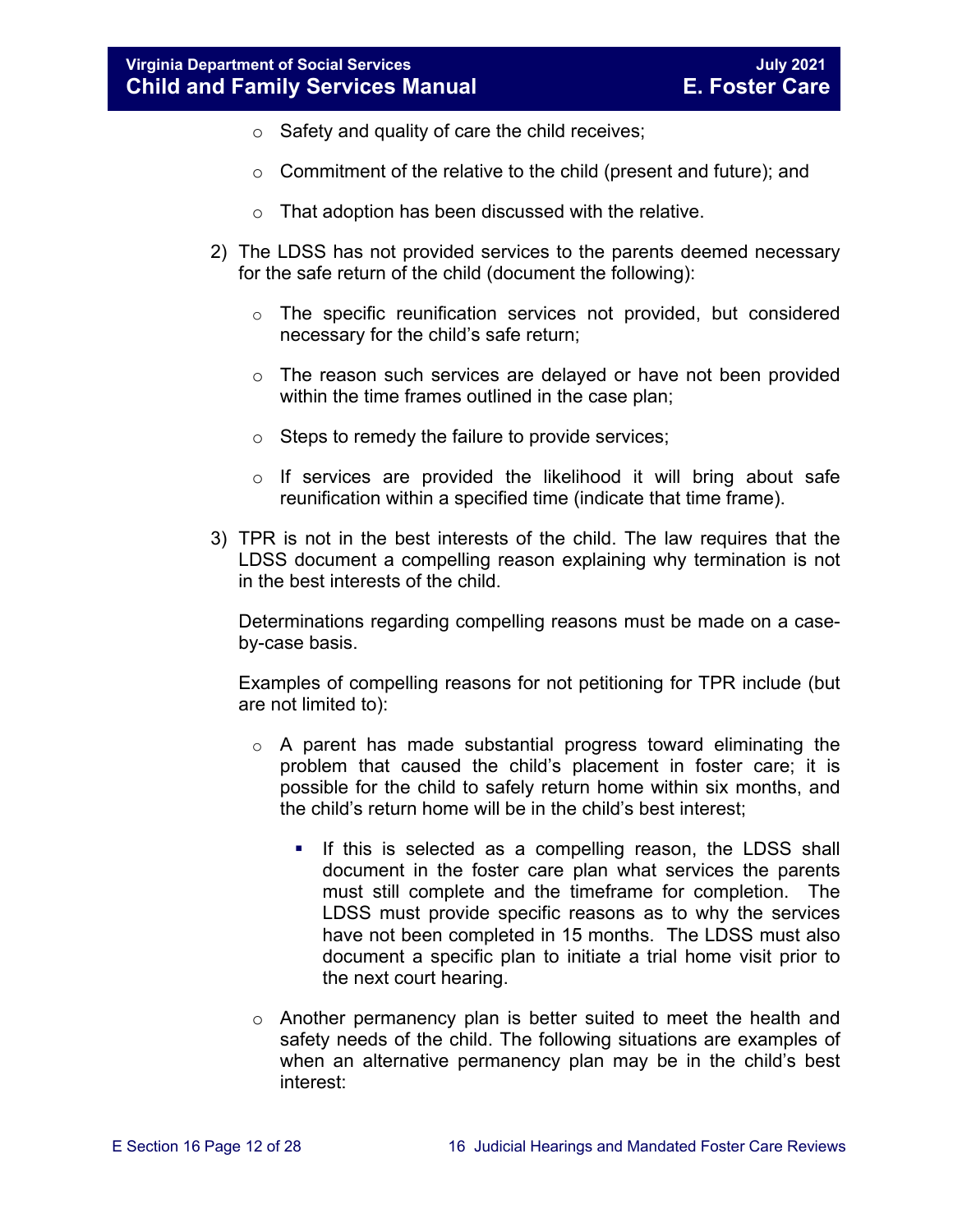- Safety and quality of care the child receives;
- Commitment of the relative to the child (present and future); and
- That adoption has been discussed with the relative.

2) The LDSS has not provided services to the parents deemed necessary for the safe return of the child (document the following):

   - The specific reunification services not provided, but considered necessary for the child's safe return;
   - The reason such services are delayed or have not been provided within the time frames outlined in the case plan;
   - Steps to remedy the failure to provide services;
   - If services are provided the likelihood it will bring about safe reunification within a specified time (indicate that time frame).

3) TPR is not in the best interests of the child. The law requires that the LDSS document a compelling reason explaining why termination is not in the best interests of the child.

   Determinations regarding compelling reasons must be made on a case-by-case basis.

   Examples of compelling reasons for not petitioning for TPR include (but are not limited to):

   - A parent has made substantial progress toward eliminating the problem that caused the child's placement in foster care; it is possible for the child to safely return home within six months, and the child's return home will be in the child's best interest;
     - If this is selected as a compelling reason, the LDSS shall document in the foster care plan what services the parents must still complete and the timeframe for completion. The LDSS must provide specific reasons as to why the services have not been completed in 15 months. The LDSS must also document a specific plan to initiate a trial home visit prior to the next court hearing.
   - Another permanency plan is better suited to meet the health and safety needs of the child. The following situations are examples of when an alternative permanency plan may be in the child's best interest: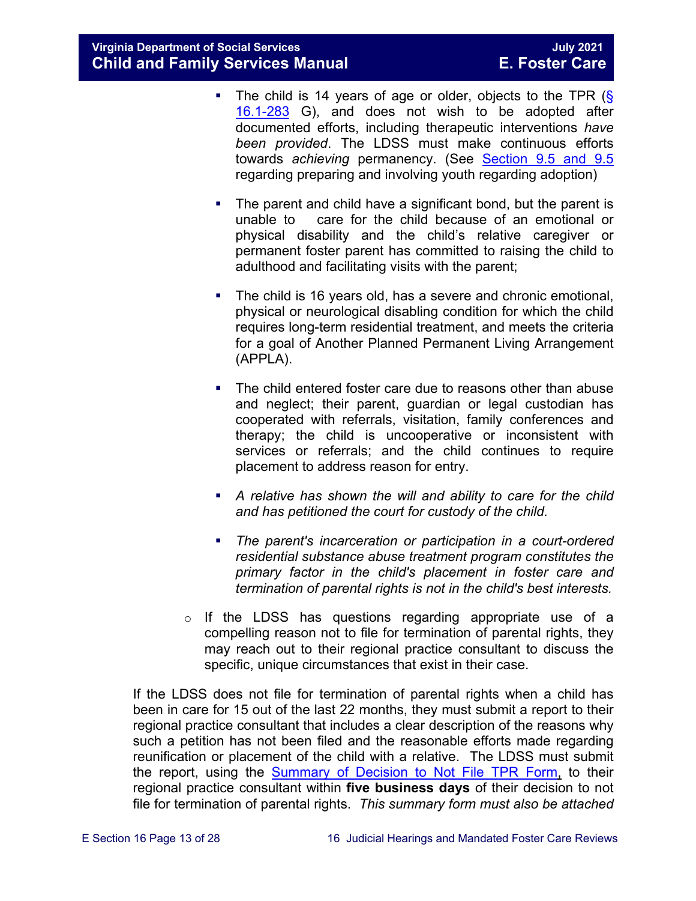- The child is 14 years of age or older, objects to the TPR (§ 16.1-283 G), and does not wish to be adopted after documented efforts, including therapeutic interventions *have been provided*. The LDSS must make continuous efforts towards *achieving* permanency. (See Section 9.5 and 9.5 regarding preparing and involving youth regarding adoption)

- The parent and child have a significant bond, but the parent is unable to care for the child because of an emotional or physical disability and the child's relative caregiver or permanent foster parent has committed to raising the child to adulthood and facilitating visits with the parent;

- The child is 16 years old, has a severe and chronic emotional, physical or neurological disabling condition for which the child requires long-term residential treatment, and meets the criteria for a goal of Another Planned Permanent Living Arrangement (APPLA).

- The child entered foster care due to reasons other than abuse and neglect; their parent, guardian or legal custodian has cooperated with referrals, visitation, family conferences and therapy; the child is uncooperative or inconsistent with services or referrals; and the child continues to require placement to address reason for entry.

- *A relative has shown the will and ability to care for the child and has petitioned the court for custody of the child.*

- *The parent's incarceration or participation in a court-ordered residential substance abuse treatment program constitutes the primary factor in the child's placement in foster care and termination of parental rights is not in the child's best interests.*

- If the LDSS has questions regarding appropriate use of a compelling reason not to file for termination of parental rights, they may reach out to their regional practice consultant to discuss the specific, unique circumstances that exist in their case.

If the LDSS does not file for termination of parental rights when a child has been in care for 15 out of the last 22 months, they must submit a report to their regional practice consultant that includes a clear description of the reasons why such a petition has not been filed and the reasonable efforts made regarding reunification or placement of the child with a relative. The LDSS must submit the report, using the Summary of Decision to Not File TPR Form, to their regional practice consultant within **five business days** of their decision to not file for termination of parental rights. *This summary form must also be attached*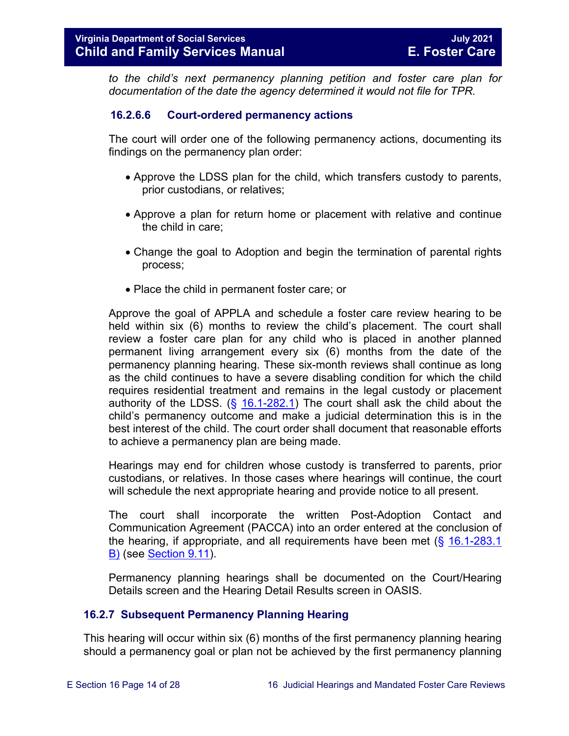*to the child's next permanency planning petition and foster care plan for documentation of the date the agency determined it would not file for TPR.*

#### 16.2.6.6 Court-ordered permanency actions

The court will order one of the following permanency actions, documenting its findings on the permanency plan order:

- Approve the LDSS plan for the child, which transfers custody to parents, prior custodians, or relatives;
- Approve a plan for return home or placement with relative and continue the child in care;
- Change the goal to Adoption and begin the termination of parental rights process;
- Place the child in permanent foster care; or

Approve the goal of APPLA and schedule a foster care review hearing to be held within six (6) months to review the child's placement. The court shall review a foster care plan for any child who is placed in another planned permanent living arrangement every six (6) months from the date of the permanency planning hearing. These six-month reviews shall continue as long as the child continues to have a severe disabling condition for which the child requires residential treatment and remains in the legal custody or placement authority of the LDSS. (§ 16.1-282.1) The court shall ask the child about the child's permanency outcome and make a judicial determination this is in the best interest of the child. The court order shall document that reasonable efforts to achieve a permanency plan are being made.

Hearings may end for children whose custody is transferred to parents, prior custodians, or relatives. In those cases where hearings will continue, the court will schedule the next appropriate hearing and provide notice to all present.

The court shall incorporate the written Post-Adoption Contact and Communication Agreement (PACCA) into an order entered at the conclusion of the hearing, if appropriate, and all requirements have been met (§ 16.1-283.1 B) (see Section 9.11).

Permanency planning hearings shall be documented on the Court/Hearing Details screen and the Hearing Detail Results screen in OASIS.

### 16.2.7 Subsequent Permanency Planning Hearing

This hearing will occur within six (6) months of the first permanency planning hearing should a permanency goal or plan not be achieved by the first permanency planning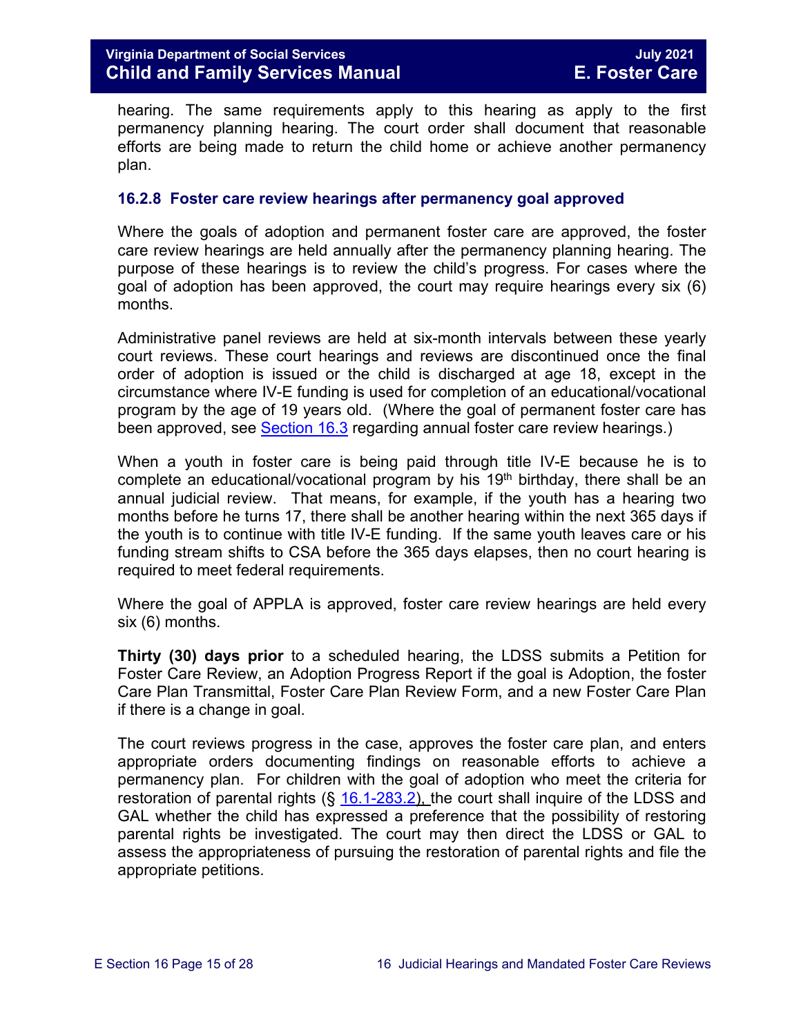hearing. The same requirements apply to this hearing as apply to the first permanency planning hearing. The court order shall document that reasonable efforts are being made to return the child home or achieve another permanency plan.

### 16.2.8 Foster care review hearings after permanency goal approved

Where the goals of adoption and permanent foster care are approved, the foster care review hearings are held annually after the permanency planning hearing. The purpose of these hearings is to review the child's progress. For cases where the goal of adoption has been approved, the court may require hearings every six (6) months.

Administrative panel reviews are held at six-month intervals between these yearly court reviews. These court hearings and reviews are discontinued once the final order of adoption is issued or the child is discharged at age 18, except in the circumstance where IV-E funding is used for completion of an educational/vocational program by the age of 19 years old. (Where the goal of permanent foster care has been approved, see Section 16.3 regarding annual foster care review hearings.)

When a youth in foster care is being paid through title IV-E because he is to complete an educational/vocational program by his 19th birthday, there shall be an annual judicial review. That means, for example, if the youth has a hearing two months before he turns 17, there shall be another hearing within the next 365 days if the youth is to continue with title IV-E funding. If the same youth leaves care or his funding stream shifts to CSA before the 365 days elapses, then no court hearing is required to meet federal requirements.

Where the goal of APPLA is approved, foster care review hearings are held every six (6) months.

**Thirty (30) days prior** to a scheduled hearing, the LDSS submits a Petition for Foster Care Review, an Adoption Progress Report if the goal is Adoption, the foster Care Plan Transmittal, Foster Care Plan Review Form, and a new Foster Care Plan if there is a change in goal.

The court reviews progress in the case, approves the foster care plan, and enters appropriate orders documenting findings on reasonable efforts to achieve a permanency plan. For children with the goal of adoption who meet the criteria for restoration of parental rights (§ 16.1-283.2), the court shall inquire of the LDSS and GAL whether the child has expressed a preference that the possibility of restoring parental rights be investigated. The court may then direct the LDSS or GAL to assess the appropriateness of pursuing the restoration of parental rights and file the appropriate petitions.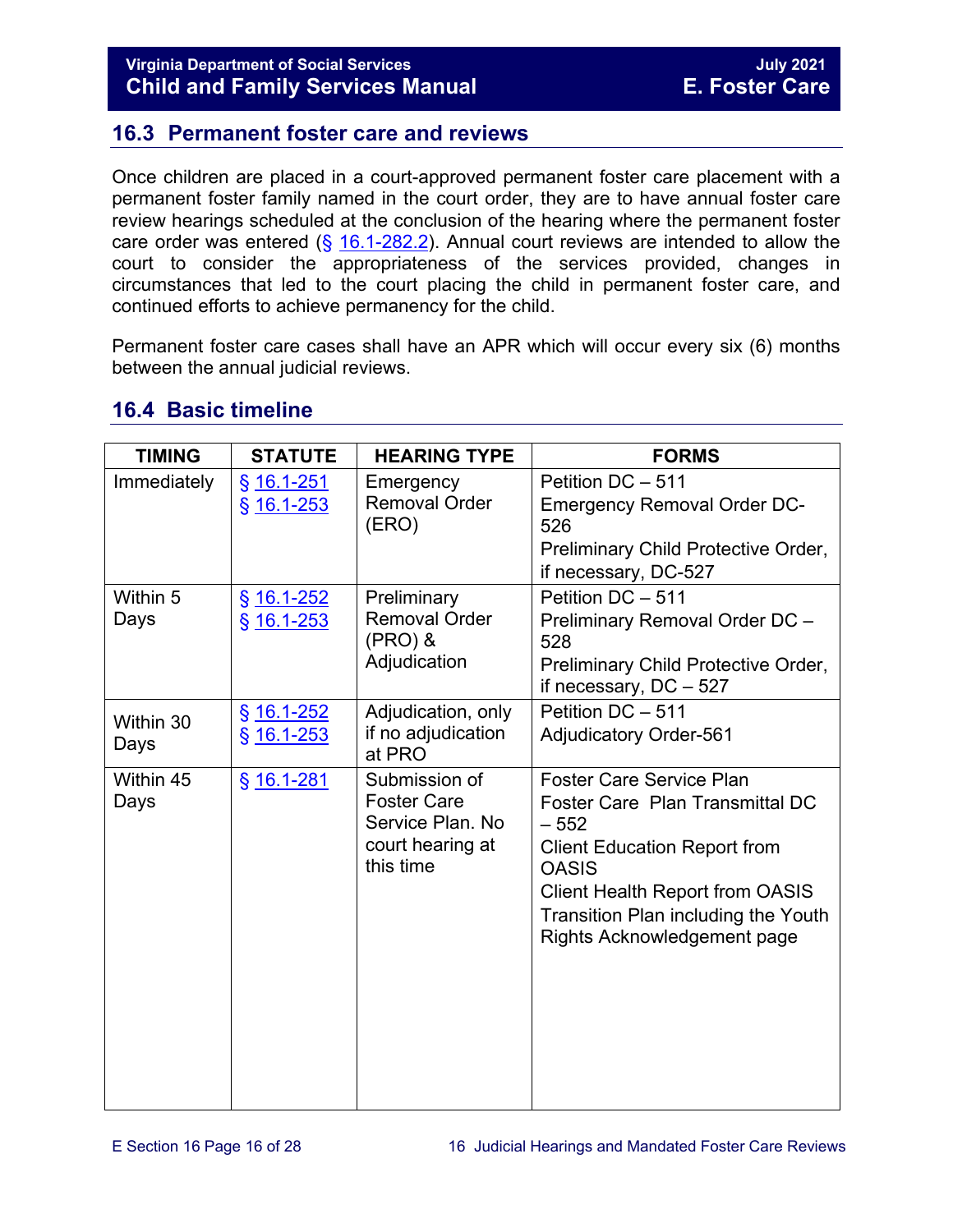## 16.3 Permanent foster care and reviews

Once children are placed in a court-approved permanent foster care placement with a permanent foster family named in the court order, they are to have annual foster care review hearings scheduled at the conclusion of the hearing where the permanent foster care order was entered (§ 16.1-282.2). Annual court reviews are intended to allow the court to consider the appropriateness of the services provided, changes in circumstances that led to the court placing the child in permanent foster care, and continued efforts to achieve permanency for the child.

Permanent foster care cases shall have an APR which will occur every six (6) months between the annual judicial reviews.

## 16.4 Basic timeline

| TIMING | STATUTE | HEARING TYPE | FORMS |
|---|---|---|---|
| Immediately | § 16.1-251<br>§ 16.1-253 | Emergency Removal Order (ERO) | Petition DC – 511<br>Emergency Removal Order DC-526<br>Preliminary Child Protective Order, if necessary, DC-527 |
| Within 5 Days | § 16.1-252<br>§ 16.1-253 | Preliminary Removal Order (PRO) & Adjudication | Petition DC – 511<br>Preliminary Removal Order DC – 528<br>Preliminary Child Protective Order, if necessary, DC – 527 |
| Within 30 Days | § 16.1-252<br>§ 16.1-253 | Adjudication, only if no adjudication at PRO | Petition DC – 511<br>Adjudicatory Order-561 |
| Within 45 Days | § 16.1-281 | Submission of Foster Care Service Plan. No court hearing at this time | Foster Care Service Plan<br>Foster Care Plan Transmittal DC – 552<br>Client Education Report from OASIS<br>Client Health Report from OASIS<br>Transition Plan including the Youth Rights Acknowledgement page |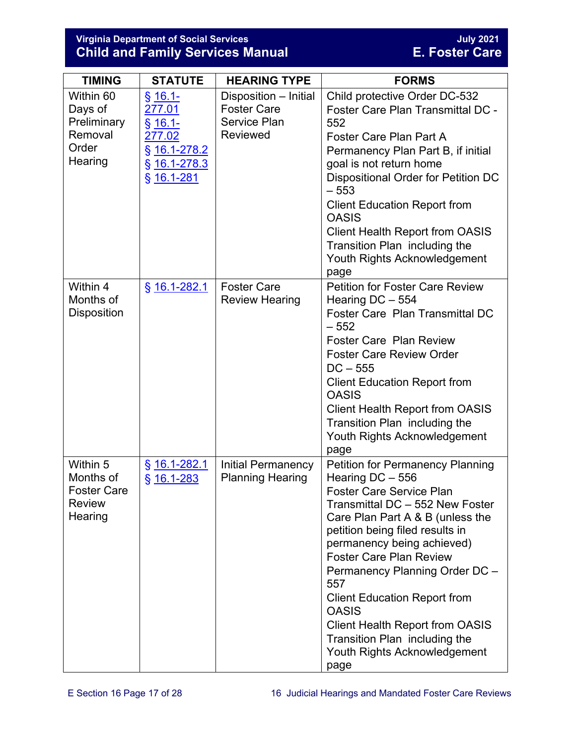| TIMING | STATUTE | HEARING TYPE | FORMS |
|---|---|---|---|
| Within 60 Days of Preliminary Removal Order Hearing | § 16.1-277.01<br>§ 16.1-277.02<br>§ 16.1-278.2<br>§ 16.1-278.3<br>§ 16.1-281 | Disposition – Initial Foster Care Service Plan Reviewed | Child protective Order DC-532<br>Foster Care Plan Transmittal DC - 552<br>Foster Care Plan Part A<br>Permanency Plan Part B, if initial goal is not return home<br>Dispositional Order for Petition DC – 553<br>Client Education Report from OASIS<br>Client Health Report from OASIS<br>Transition Plan including the Youth Rights Acknowledgement page |
| Within 4 Months of Disposition | § 16.1-282.1 | Foster Care Review Hearing | Petition for Foster Care Review Hearing DC – 554<br>Foster Care Plan Transmittal DC – 552<br>Foster Care Plan Review<br>Foster Care Review Order DC – 555<br>Client Education Report from OASIS<br>Client Health Report from OASIS<br>Transition Plan including the Youth Rights Acknowledgement page |
| Within 5 Months of Foster Care Review Hearing | § 16.1-282.1<br>§ 16.1-283 | Initial Permanency Planning Hearing | Petition for Permanency Planning Hearing DC – 556<br>Foster Care Service Plan Transmittal DC – 552 New Foster Care Plan Part A & B (unless the petition being filed results in permanency being achieved)<br>Foster Care Plan Review<br>Permanency Planning Order DC – 557<br>Client Education Report from OASIS<br>Client Health Report from OASIS<br>Transition Plan including the Youth Rights Acknowledgement page |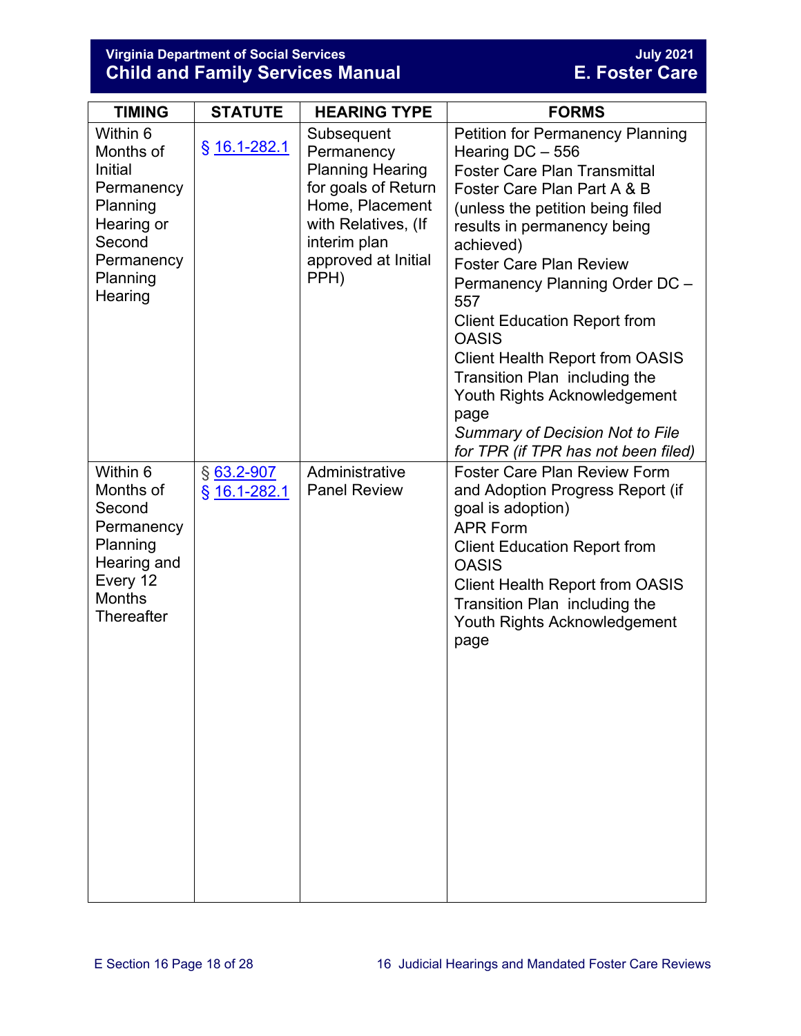| TIMING | STATUTE | HEARING TYPE | FORMS |
|---|---|---|---|
| Within 6 Months of Initial Permanency Planning Hearing or Second Permanency Planning Hearing | § 16.1-282.1 | Subsequent Permanency Planning Hearing for goals of Return Home, Placement with Relatives, (If interim plan approved at Initial PPH) | Petition for Permanency Planning Hearing DC – 556<br>Foster Care Plan Transmittal<br>Foster Care Plan Part A & B (unless the petition being filed results in permanency being achieved)<br>Foster Care Plan Review<br>Permanency Planning Order DC – 557<br>Client Education Report from OASIS<br>Client Health Report from OASIS<br>Transition Plan including the Youth Rights Acknowledgement page<br>*Summary of Decision Not to File for TPR (if TPR has not been filed)* |
| Within 6 Months of Second Permanency Planning Hearing and Every 12 Months Thereafter | § 63.2-907<br>§ 16.1-282.1 | Administrative Panel Review | Foster Care Plan Review Form and Adoption Progress Report (if goal is adoption)<br>APR Form<br>Client Education Report from OASIS<br>Client Health Report from OASIS<br>Transition Plan including the Youth Rights Acknowledgement page |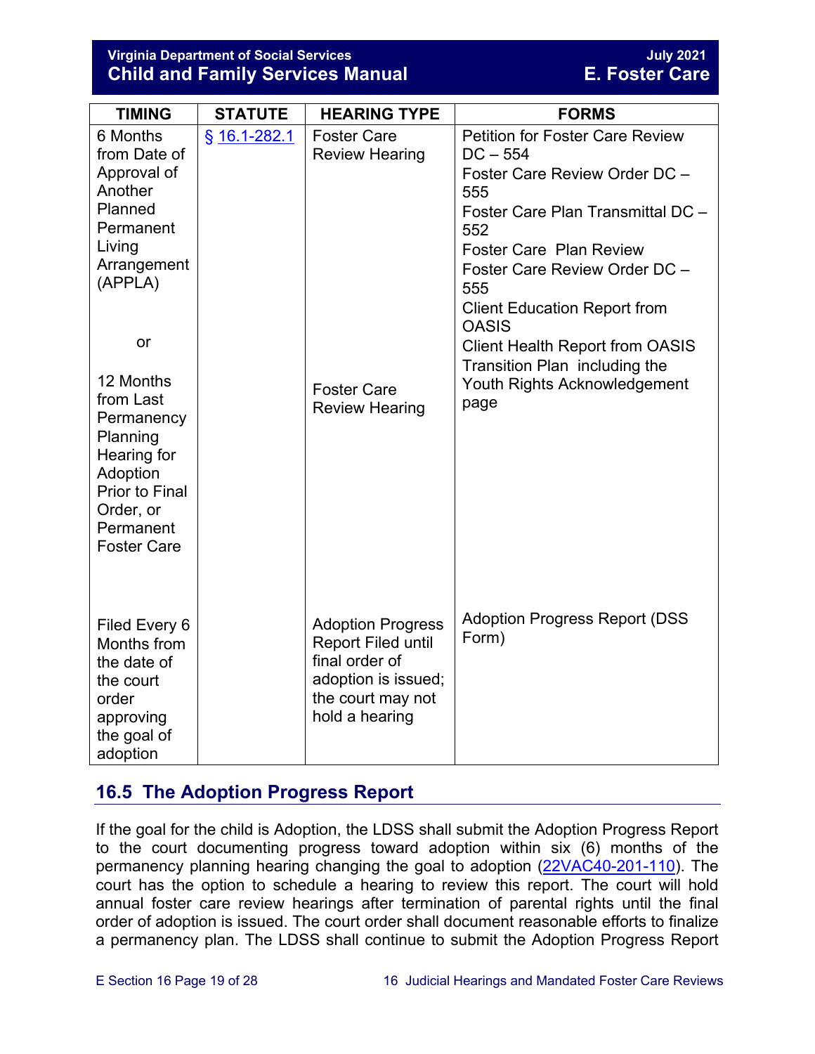| TIMING | STATUTE | HEARING TYPE | FORMS |
|---|---|---|---|
| 6 Months from Date of Approval of Another Planned Permanent Living Arrangement (APPLA)<br><br>or<br><br>12 Months from Last Permanency Planning Hearing for Adoption Prior to Final Order, or Permanent Foster Care | § 16.1-282.1 | Foster Care Review Hearing<br><br>Foster Care Review Hearing | Petition for Foster Care Review DC – 554<br>Foster Care Review Order DC – 555<br>Foster Care Plan Transmittal DC – 552<br>Foster Care Plan Review<br>Foster Care Review Order DC – 555<br>Client Education Report from OASIS<br>Client Health Report from OASIS<br>Transition Plan including the Youth Rights Acknowledgement page |
| Filed Every 6 Months from the date of the court order approving the goal of adoption | | Adoption Progress Report Filed until final order of adoption is issued; the court may not hold a hearing | Adoption Progress Report (DSS Form) |

## 16.5 The Adoption Progress Report

If the goal for the child is Adoption, the LDSS shall submit the Adoption Progress Report to the court documenting progress toward adoption within six (6) months of the permanency planning hearing changing the goal to adoption (22VAC40-201-110). The court has the option to schedule a hearing to review this report. The court will hold annual foster care review hearings after termination of parental rights until the final order of adoption is issued. The court order shall document reasonable efforts to finalize a permanency plan. The LDSS shall continue to submit the Adoption Progress Report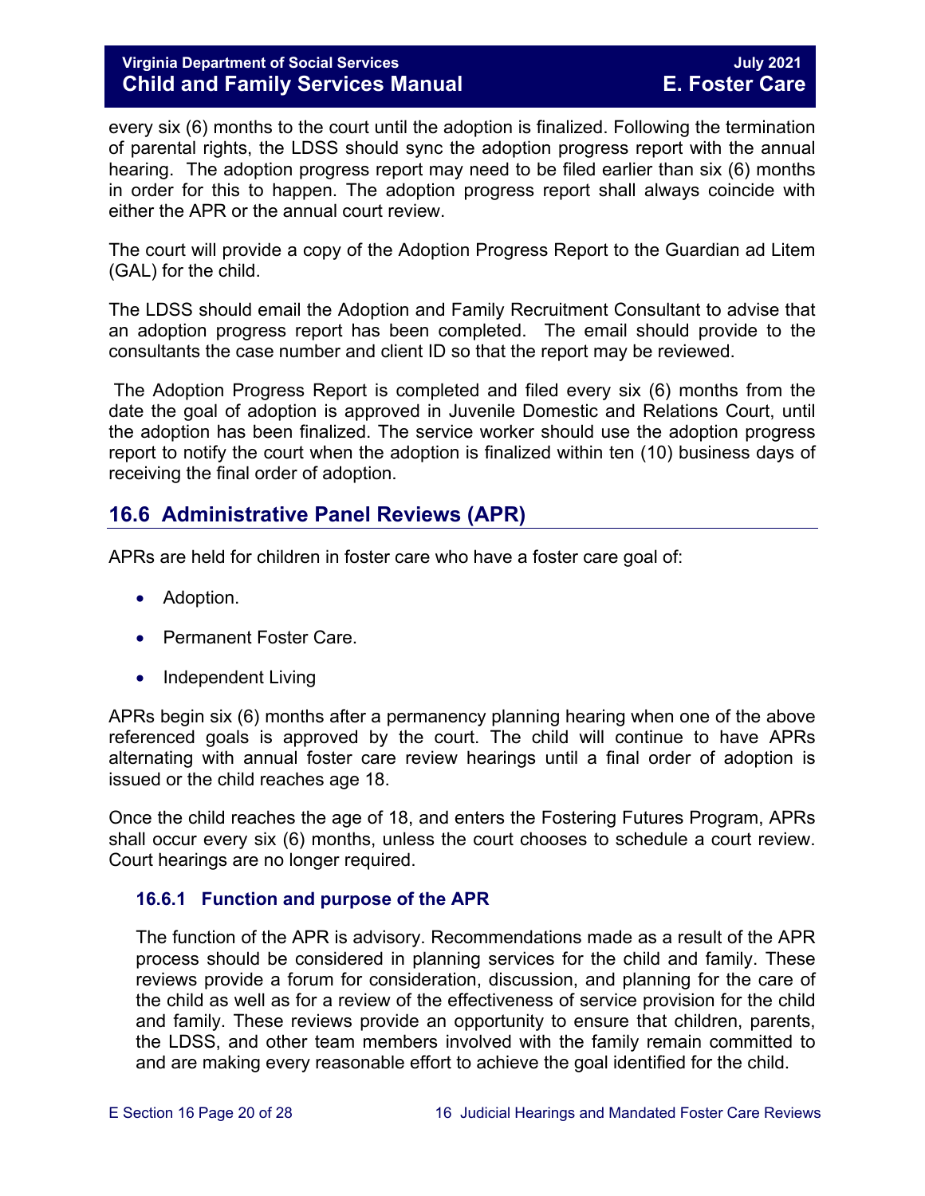every six (6) months to the court until the adoption is finalized. Following the termination of parental rights, the LDSS should sync the adoption progress report with the annual hearing. The adoption progress report may need to be filed earlier than six (6) months in order for this to happen. The adoption progress report shall always coincide with either the APR or the annual court review.

The court will provide a copy of the Adoption Progress Report to the Guardian ad Litem (GAL) for the child.

The LDSS should email the Adoption and Family Recruitment Consultant to advise that an adoption progress report has been completed. The email should provide to the consultants the case number and client ID so that the report may be reviewed.

The Adoption Progress Report is completed and filed every six (6) months from the date the goal of adoption is approved in Juvenile Domestic and Relations Court, until the adoption has been finalized. The service worker should use the adoption progress report to notify the court when the adoption is finalized within ten (10) business days of receiving the final order of adoption.

## 16.6 Administrative Panel Reviews (APR)

APRs are held for children in foster care who have a foster care goal of:

- Adoption.
- Permanent Foster Care.
- Independent Living

APRs begin six (6) months after a permanency planning hearing when one of the above referenced goals is approved by the court. The child will continue to have APRs alternating with annual foster care review hearings until a final order of adoption is issued or the child reaches age 18.

Once the child reaches the age of 18, and enters the Fostering Futures Program, APRs shall occur every six (6) months, unless the court chooses to schedule a court review. Court hearings are no longer required.

### 16.6.1 Function and purpose of the APR

The function of the APR is advisory. Recommendations made as a result of the APR process should be considered in planning services for the child and family. These reviews provide a forum for consideration, discussion, and planning for the care of the child as well as for a review of the effectiveness of service provision for the child and family. These reviews provide an opportunity to ensure that children, parents, the LDSS, and other team members involved with the family remain committed to and are making every reasonable effort to achieve the goal identified for the child.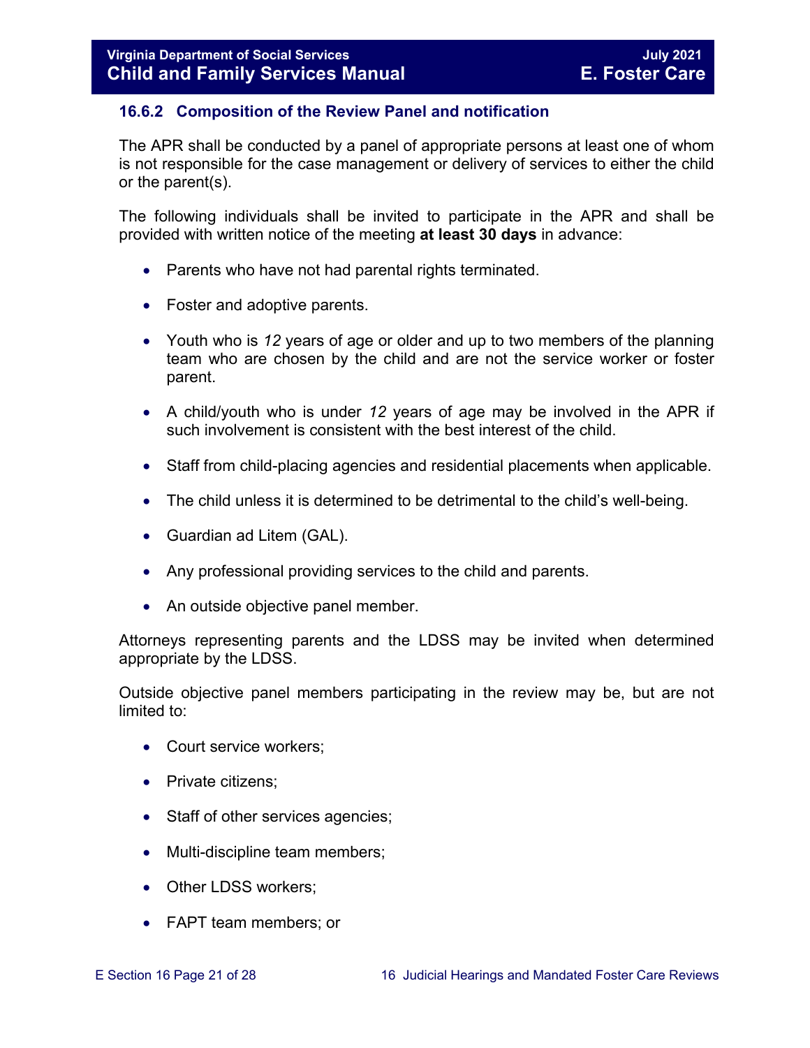### 16.6.2 Composition of the Review Panel and notification

The APR shall be conducted by a panel of appropriate persons at least one of whom is not responsible for the case management or delivery of services to either the child or the parent(s).

The following individuals shall be invited to participate in the APR and shall be provided with written notice of the meeting **at least 30 days** in advance:

- Parents who have not had parental rights terminated.
- Foster and adoptive parents.
- Youth who is *12* years of age or older and up to two members of the planning team who are chosen by the child and are not the service worker or foster parent.
- A child/youth who is under *12* years of age may be involved in the APR if such involvement is consistent with the best interest of the child.
- Staff from child-placing agencies and residential placements when applicable.
- The child unless it is determined to be detrimental to the child's well-being.
- Guardian ad Litem (GAL).
- Any professional providing services to the child and parents.
- An outside objective panel member.

Attorneys representing parents and the LDSS may be invited when determined appropriate by the LDSS.

Outside objective panel members participating in the review may be, but are not limited to:

- Court service workers;
- Private citizens;
- Staff of other services agencies;
- Multi-discipline team members;
- Other LDSS workers;
- FAPT team members; or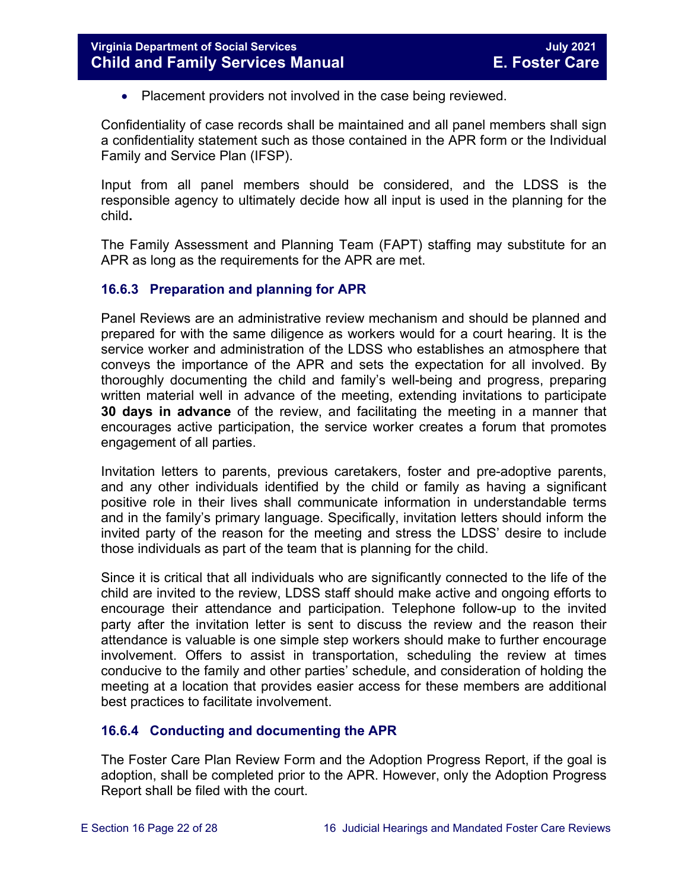- Placement providers not involved in the case being reviewed.

Confidentiality of case records shall be maintained and all panel members shall sign a confidentiality statement such as those contained in the APR form or the Individual Family and Service Plan (IFSP).

Input from all panel members should be considered, and the LDSS is the responsible agency to ultimately decide how all input is used in the planning for the child**.**

The Family Assessment and Planning Team (FAPT) staffing may substitute for an APR as long as the requirements for the APR are met.

### 16.6.3 Preparation and planning for APR

Panel Reviews are an administrative review mechanism and should be planned and prepared for with the same diligence as workers would for a court hearing. It is the service worker and administration of the LDSS who establishes an atmosphere that conveys the importance of the APR and sets the expectation for all involved. By thoroughly documenting the child and family's well-being and progress, preparing written material well in advance of the meeting, extending invitations to participate **30 days in advance** of the review, and facilitating the meeting in a manner that encourages active participation, the service worker creates a forum that promotes engagement of all parties.

Invitation letters to parents, previous caretakers, foster and pre-adoptive parents, and any other individuals identified by the child or family as having a significant positive role in their lives shall communicate information in understandable terms and in the family's primary language. Specifically, invitation letters should inform the invited party of the reason for the meeting and stress the LDSS' desire to include those individuals as part of the team that is planning for the child.

Since it is critical that all individuals who are significantly connected to the life of the child are invited to the review, LDSS staff should make active and ongoing efforts to encourage their attendance and participation. Telephone follow-up to the invited party after the invitation letter is sent to discuss the review and the reason their attendance is valuable is one simple step workers should make to further encourage involvement. Offers to assist in transportation, scheduling the review at times conducive to the family and other parties' schedule, and consideration of holding the meeting at a location that provides easier access for these members are additional best practices to facilitate involvement.

### 16.6.4 Conducting and documenting the APR

The Foster Care Plan Review Form and the Adoption Progress Report, if the goal is adoption, shall be completed prior to the APR. However, only the Adoption Progress Report shall be filed with the court.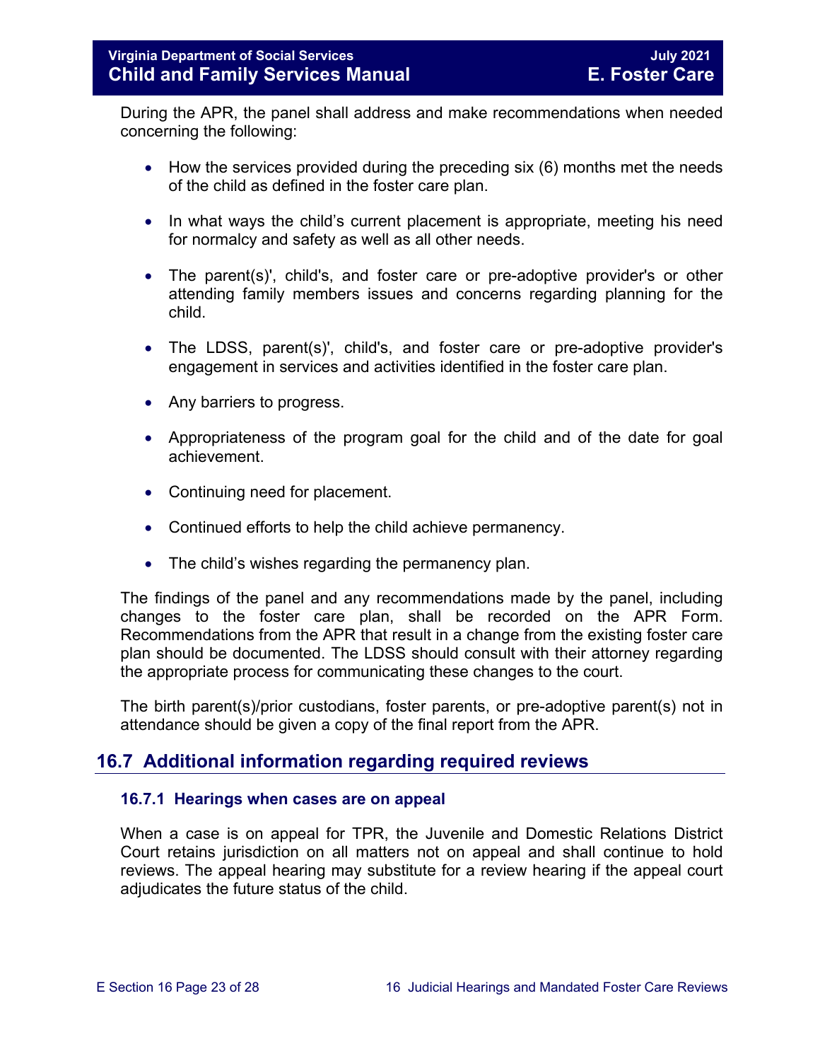During the APR, the panel shall address and make recommendations when needed concerning the following:

- How the services provided during the preceding six (6) months met the needs of the child as defined in the foster care plan.
- In what ways the child's current placement is appropriate, meeting his need for normalcy and safety as well as all other needs.
- The parent(s)', child's, and foster care or pre-adoptive provider's or other attending family members issues and concerns regarding planning for the child.
- The LDSS, parent(s)', child's, and foster care or pre-adoptive provider's engagement in services and activities identified in the foster care plan.
- Any barriers to progress.
- Appropriateness of the program goal for the child and of the date for goal achievement.
- Continuing need for placement.
- Continued efforts to help the child achieve permanency.
- The child's wishes regarding the permanency plan.

The findings of the panel and any recommendations made by the panel, including changes to the foster care plan, shall be recorded on the APR Form. Recommendations from the APR that result in a change from the existing foster care plan should be documented. The LDSS should consult with their attorney regarding the appropriate process for communicating these changes to the court.

The birth parent(s)/prior custodians, foster parents, or pre-adoptive parent(s) not in attendance should be given a copy of the final report from the APR.

## 16.7 Additional information regarding required reviews

### 16.7.1 Hearings when cases are on appeal

When a case is on appeal for TPR, the Juvenile and Domestic Relations District Court retains jurisdiction on all matters not on appeal and shall continue to hold reviews. The appeal hearing may substitute for a review hearing if the appeal court adjudicates the future status of the child.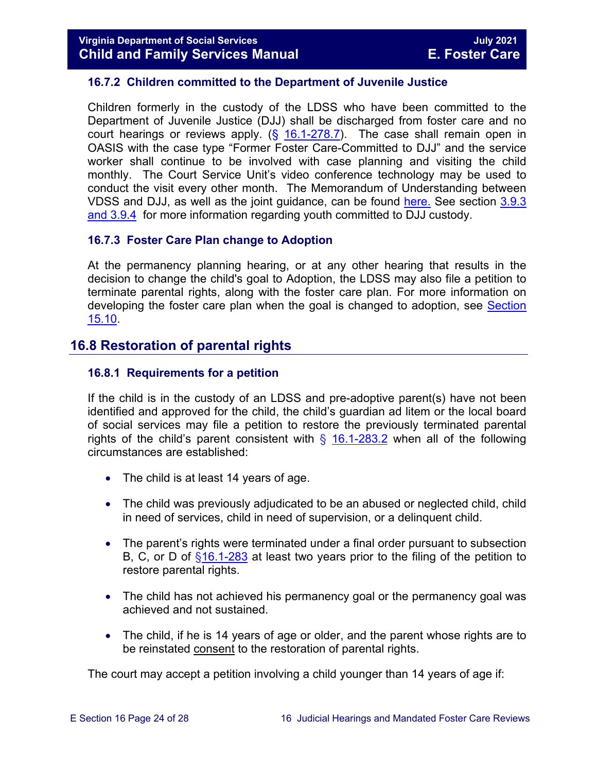### 16.7.2 Children committed to the Department of Juvenile Justice

Children formerly in the custody of the LDSS who have been committed to the Department of Juvenile Justice (DJJ) shall be discharged from foster care and no court hearings or reviews apply. (§ 16.1-278.7). The case shall remain open in OASIS with the case type "Former Foster Care-Committed to DJJ" and the service worker shall continue to be involved with case planning and visiting the child monthly. The Court Service Unit's video conference technology may be used to conduct the visit every other month. The Memorandum of Understanding between VDSS and DJJ, as well as the joint guidance, can be found here. See section 3.9.3 and 3.9.4 for more information regarding youth committed to DJJ custody.

### 16.7.3 Foster Care Plan change to Adoption

At the permanency planning hearing, or at any other hearing that results in the decision to change the child's goal to Adoption, the LDSS may also file a petition to terminate parental rights, along with the foster care plan. For more information on developing the foster care plan when the goal is changed to adoption, see Section 15.10.

## 16.8 Restoration of parental rights

### 16.8.1 Requirements for a petition

If the child is in the custody of an LDSS and pre-adoptive parent(s) have not been identified and approved for the child, the child's guardian ad litem or the local board of social services may file a petition to restore the previously terminated parental rights of the child's parent consistent with § 16.1-283.2 when all of the following circumstances are established:

- The child is at least 14 years of age.
- The child was previously adjudicated to be an abused or neglected child, child in need of services, child in need of supervision, or a delinquent child.
- The parent's rights were terminated under a final order pursuant to subsection B, C, or D of §16.1-283 at least two years prior to the filing of the petition to restore parental rights.
- The child has not achieved his permanency goal or the permanency goal was achieved and not sustained.
- The child, if he is 14 years of age or older, and the parent whose rights are to be reinstated consent to the restoration of parental rights.

The court may accept a petition involving a child younger than 14 years of age if: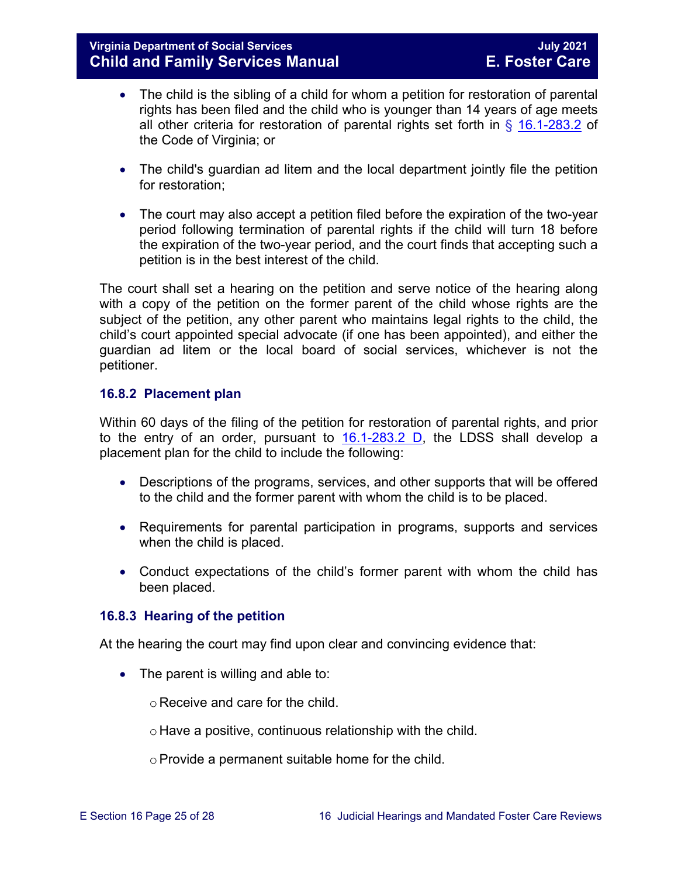- The child is the sibling of a child for whom a petition for restoration of parental rights has been filed and the child who is younger than 14 years of age meets all other criteria for restoration of parental rights set forth in § 16.1-283.2 of the Code of Virginia; or

- The child's guardian ad litem and the local department jointly file the petition for restoration;

- The court may also accept a petition filed before the expiration of the two-year period following termination of parental rights if the child will turn 18 before the expiration of the two-year period, and the court finds that accepting such a petition is in the best interest of the child.

The court shall set a hearing on the petition and serve notice of the hearing along with a copy of the petition on the former parent of the child whose rights are the subject of the petition, any other parent who maintains legal rights to the child, the child's court appointed special advocate (if one has been appointed), and either the guardian ad litem or the local board of social services, whichever is not the petitioner.

### 16.8.2 Placement plan

Within 60 days of the filing of the petition for restoration of parental rights, and prior to the entry of an order, pursuant to 16.1-283.2 D, the LDSS shall develop a placement plan for the child to include the following:

- Descriptions of the programs, services, and other supports that will be offered to the child and the former parent with whom the child is to be placed.

- Requirements for parental participation in programs, supports and services when the child is placed.

- Conduct expectations of the child's former parent with whom the child has been placed.

### 16.8.3 Hearing of the petition

At the hearing the court may find upon clear and convincing evidence that:

- The parent is willing and able to:
  - Receive and care for the child.
  - Have a positive, continuous relationship with the child.
  - Provide a permanent suitable home for the child.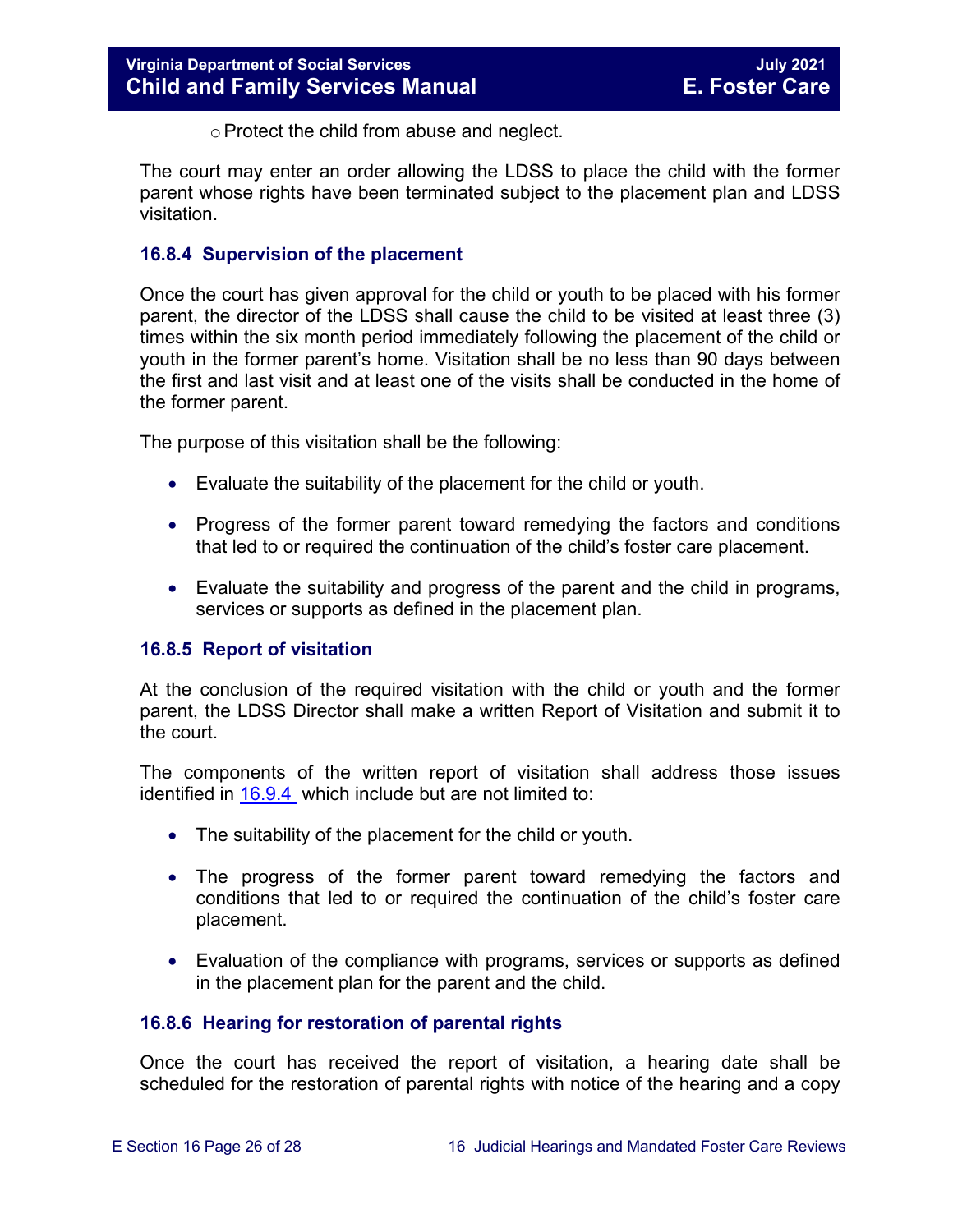- Protect the child from abuse and neglect.

The court may enter an order allowing the LDSS to place the child with the former parent whose rights have been terminated subject to the placement plan and LDSS visitation.

### 16.8.4 Supervision of the placement

Once the court has given approval for the child or youth to be placed with his former parent, the director of the LDSS shall cause the child to be visited at least three (3) times within the six month period immediately following the placement of the child or youth in the former parent's home. Visitation shall be no less than 90 days between the first and last visit and at least one of the visits shall be conducted in the home of the former parent.

The purpose of this visitation shall be the following:

- Evaluate the suitability of the placement for the child or youth.
- Progress of the former parent toward remedying the factors and conditions that led to or required the continuation of the child's foster care placement.
- Evaluate the suitability and progress of the parent and the child in programs, services or supports as defined in the placement plan.

### 16.8.5 Report of visitation

At the conclusion of the required visitation with the child or youth and the former parent, the LDSS Director shall make a written Report of Visitation and submit it to the court.

The components of the written report of visitation shall address those issues identified in 16.9.4 which include but are not limited to:

- The suitability of the placement for the child or youth.
- The progress of the former parent toward remedying the factors and conditions that led to or required the continuation of the child's foster care placement.
- Evaluation of the compliance with programs, services or supports as defined in the placement plan for the parent and the child.

### 16.8.6 Hearing for restoration of parental rights

Once the court has received the report of visitation, a hearing date shall be scheduled for the restoration of parental rights with notice of the hearing and a copy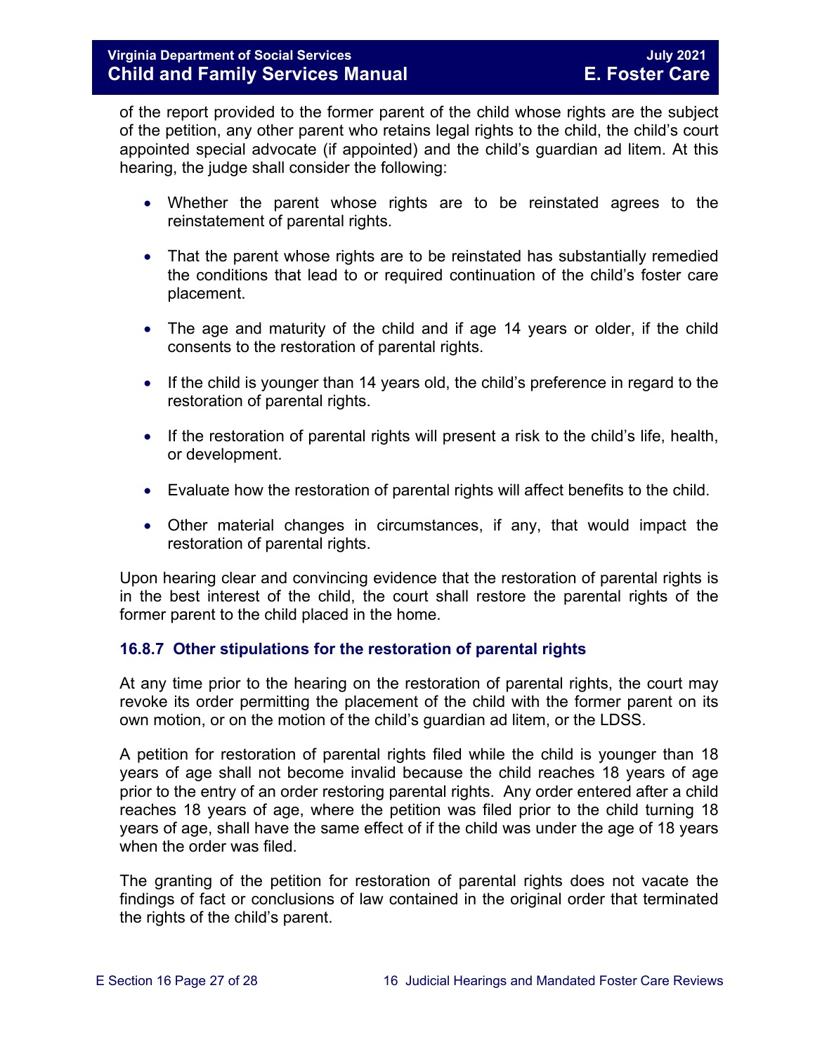of the report provided to the former parent of the child whose rights are the subject of the petition, any other parent who retains legal rights to the child, the child's court appointed special advocate (if appointed) and the child's guardian ad litem. At this hearing, the judge shall consider the following:

- Whether the parent whose rights are to be reinstated agrees to the reinstatement of parental rights.
- That the parent whose rights are to be reinstated has substantially remedied the conditions that lead to or required continuation of the child's foster care placement.
- The age and maturity of the child and if age 14 years or older, if the child consents to the restoration of parental rights.
- If the child is younger than 14 years old, the child's preference in regard to the restoration of parental rights.
- If the restoration of parental rights will present a risk to the child's life, health, or development.
- Evaluate how the restoration of parental rights will affect benefits to the child.
- Other material changes in circumstances, if any, that would impact the restoration of parental rights.

Upon hearing clear and convincing evidence that the restoration of parental rights is in the best interest of the child, the court shall restore the parental rights of the former parent to the child placed in the home.

### 16.8.7 Other stipulations for the restoration of parental rights

At any time prior to the hearing on the restoration of parental rights, the court may revoke its order permitting the placement of the child with the former parent on its own motion, or on the motion of the child's guardian ad litem, or the LDSS.

A petition for restoration of parental rights filed while the child is younger than 18 years of age shall not become invalid because the child reaches 18 years of age prior to the entry of an order restoring parental rights. Any order entered after a child reaches 18 years of age, where the petition was filed prior to the child turning 18 years of age, shall have the same effect of if the child was under the age of 18 years when the order was filed.

The granting of the petition for restoration of parental rights does not vacate the findings of fact or conclusions of law contained in the original order that terminated the rights of the child's parent.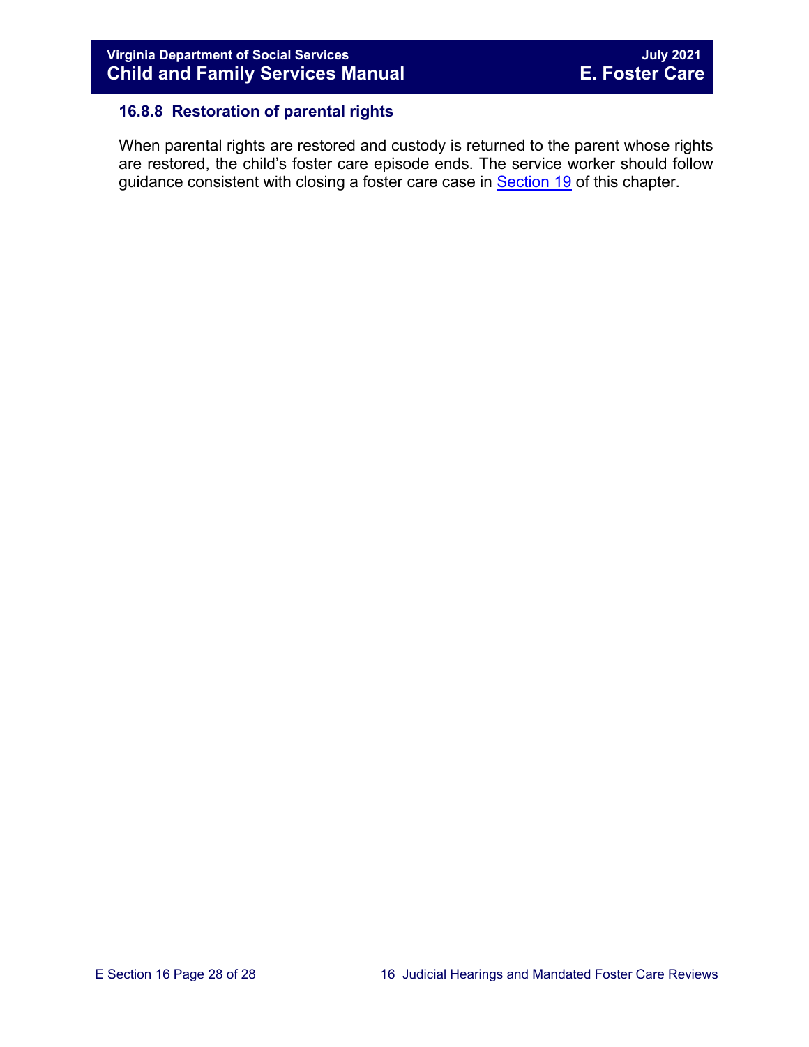### 16.8.8 Restoration of parental rights

When parental rights are restored and custody is returned to the parent whose rights are restored, the child's foster care episode ends. The service worker should follow guidance consistent with closing a foster care case in Section 19 of this chapter.